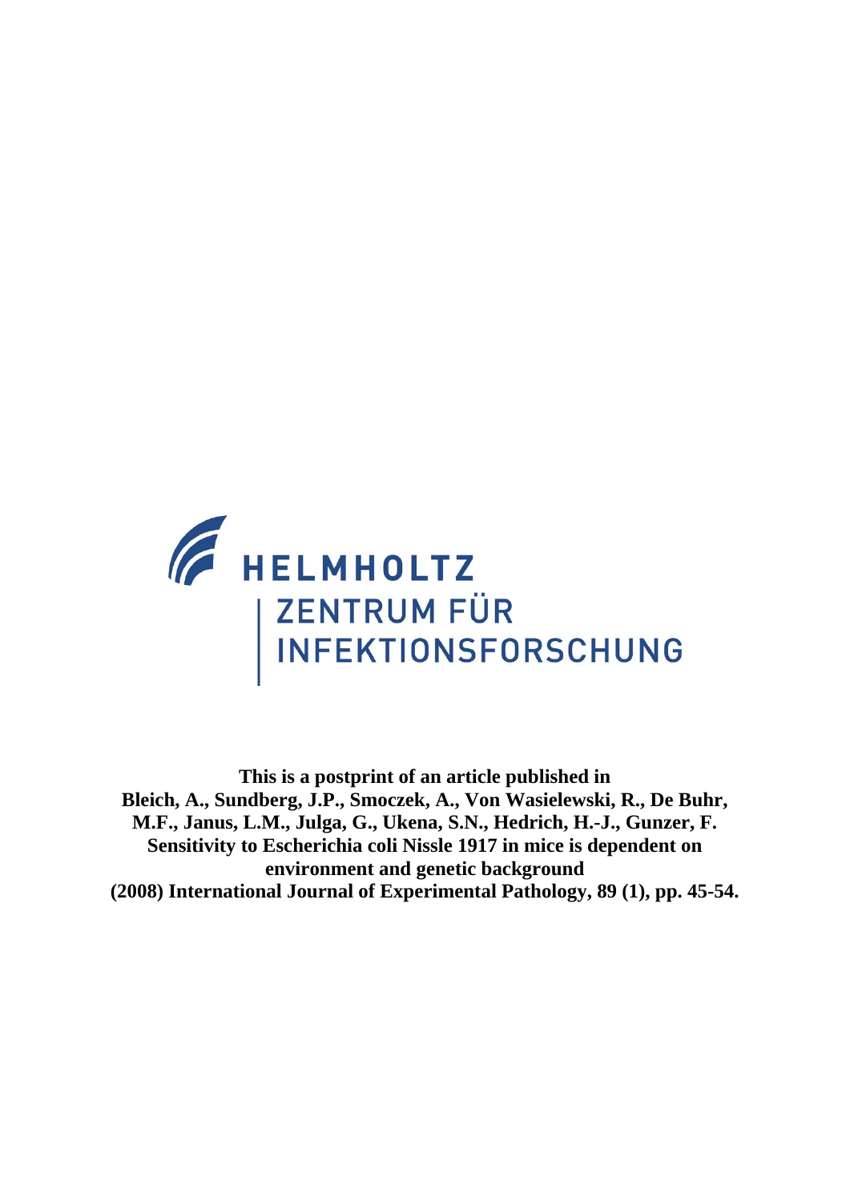HELMHOLTZ
ZENTRUM FÜR
INFEKTIONSFORSCHUNG

**This is a postprint of an article published in**
**Bleich, A., Sundberg, J.P., Smoczek, A., Von Wasielewski, R., De Buhr, M.F., Janus, L.M., Julga, G., Ukena, S.N., Hedrich, H.-J., Gunzer, F.**
**Sensitivity to Escherichia coli Nissle 1917 in mice is dependent on environment and genetic background**
**(2008) International Journal of Experimental Pathology, 89 (1), pp. 45-54.**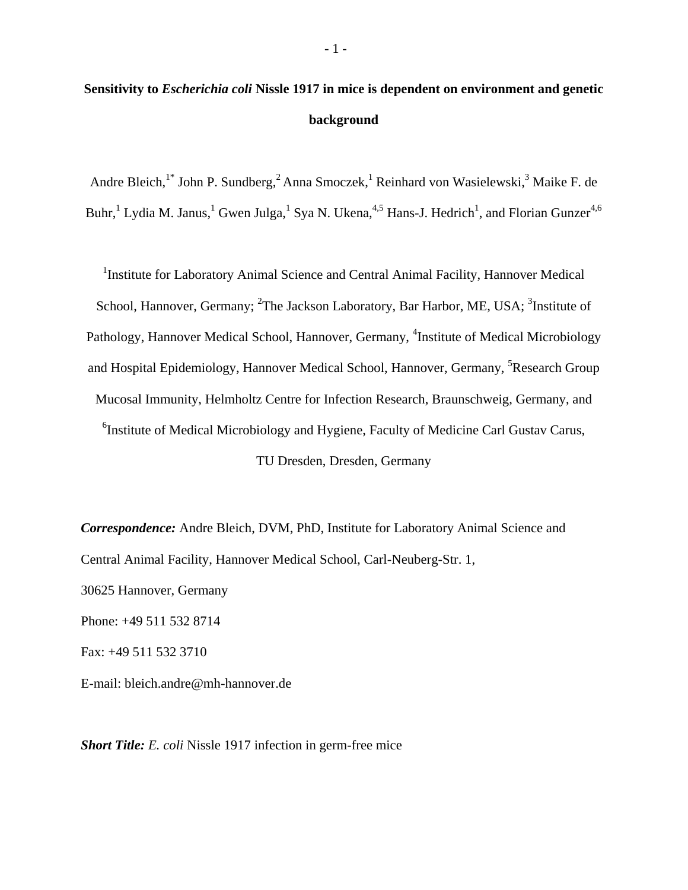# Sensitivity to *Escherichia coli* Nissle 1917 in mice is dependent on environment and genetic background

Andre Bleich,[1*] John P. Sundberg,[2] Anna Smoczek,[1] Reinhard von Wasielewski,[3] Maike F. de Buhr,[1] Lydia M. Janus,[1] Gwen Julga,[1] Sya N. Ukena,[4,5] Hans-J. Hedrich[1], and Florian Gunzer[4,6]

[1]Institute for Laboratory Animal Science and Central Animal Facility, Hannover Medical School, Hannover, Germany; [2]The Jackson Laboratory, Bar Harbor, ME, USA; [3]Institute of Pathology, Hannover Medical School, Hannover, Germany, [4]Institute of Medical Microbiology and Hospital Epidemiology, Hannover Medical School, Hannover, Germany, [5]Research Group Mucosal Immunity, Helmholtz Centre for Infection Research, Braunschweig, Germany, and [6]Institute of Medical Microbiology and Hygiene, Faculty of Medicine Carl Gustav Carus, TU Dresden, Dresden, Germany

***Correspondence:*** Andre Bleich, DVM, PhD, Institute for Laboratory Animal Science and Central Animal Facility, Hannover Medical School, Carl-Neuberg-Str. 1,

30625 Hannover, Germany

Phone: +49 511 532 8714

Fax: +49 511 532 3710

E-mail: bleich.andre@mh-hannover.de

***Short Title:*** *E. coli* Nissle 1917 infection in germ-free mice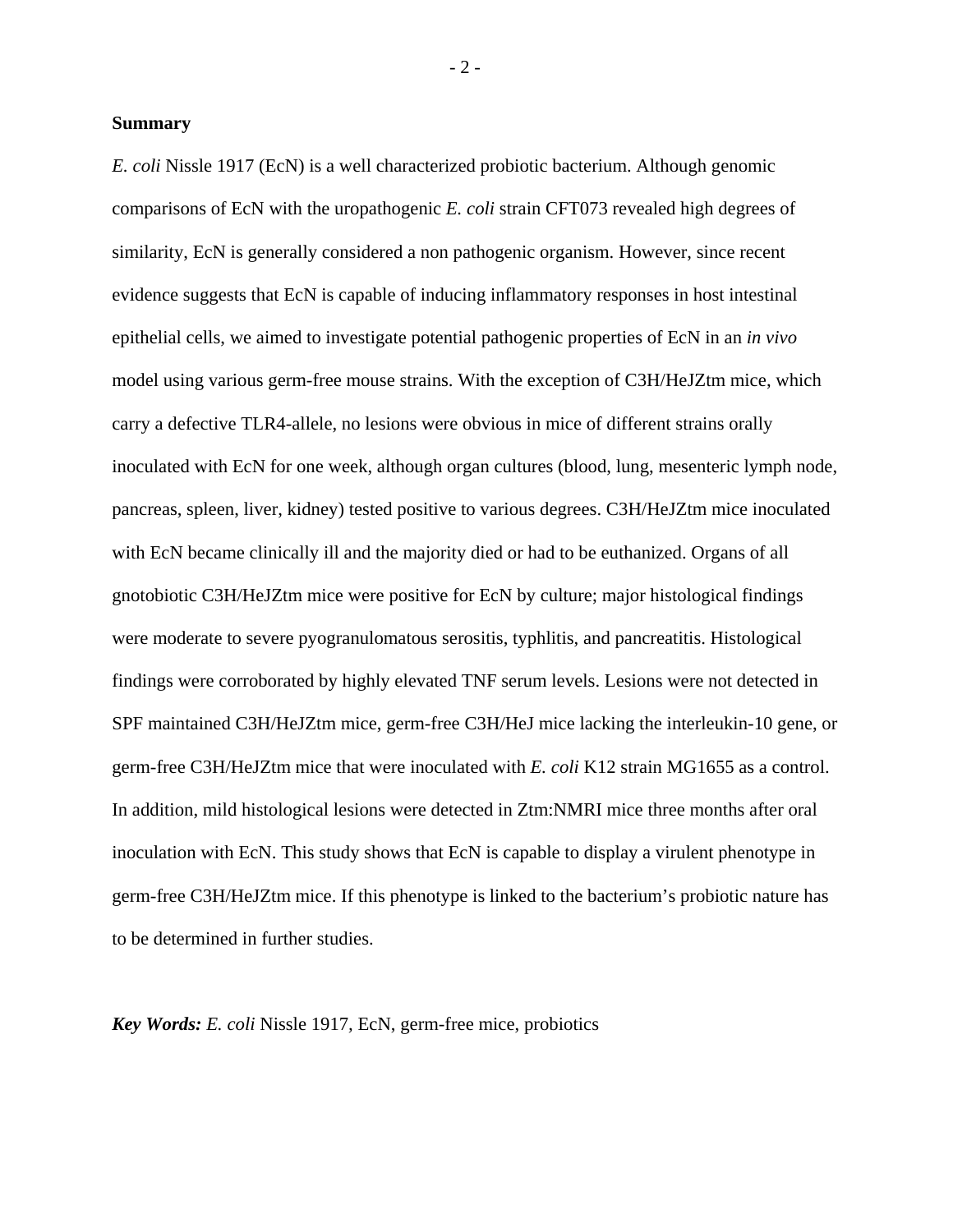## Summary

*E. coli* Nissle 1917 (EcN) is a well characterized probiotic bacterium. Although genomic comparisons of EcN with the uropathogenic *E. coli* strain CFT073 revealed high degrees of similarity, EcN is generally considered a non pathogenic organism. However, since recent evidence suggests that EcN is capable of inducing inflammatory responses in host intestinal epithelial cells, we aimed to investigate potential pathogenic properties of EcN in an *in vivo* model using various germ-free mouse strains. With the exception of C3H/HeJZtm mice, which carry a defective TLR4-allele, no lesions were obvious in mice of different strains orally inoculated with EcN for one week, although organ cultures (blood, lung, mesenteric lymph node, pancreas, spleen, liver, kidney) tested positive to various degrees. C3H/HeJZtm mice inoculated with EcN became clinically ill and the majority died or had to be euthanized. Organs of all gnotobiotic C3H/HeJZtm mice were positive for EcN by culture; major histological findings were moderate to severe pyogranulomatous serositis, typhlitis, and pancreatitis. Histological findings were corroborated by highly elevated TNF serum levels. Lesions were not detected in SPF maintained C3H/HeJZtm mice, germ-free C3H/HeJ mice lacking the interleukin-10 gene, or germ-free C3H/HeJZtm mice that were inoculated with *E. coli* K12 strain MG1655 as a control. In addition, mild histological lesions were detected in Ztm:NMRI mice three months after oral inoculation with EcN. This study shows that EcN is capable to display a virulent phenotype in germ-free C3H/HeJZtm mice. If this phenotype is linked to the bacterium's probiotic nature has to be determined in further studies.

***Key Words:*** *E. coli* Nissle 1917, EcN, germ-free mice, probiotics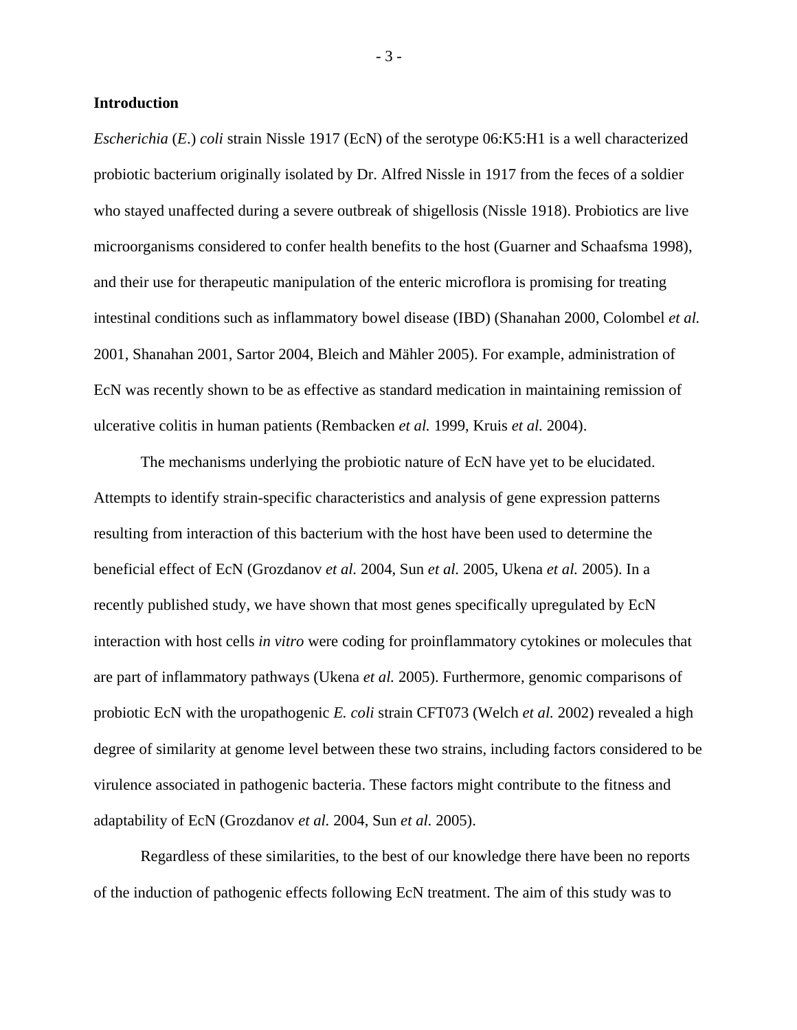## Introduction

*Escherichia* (*E.*) *coli* strain Nissle 1917 (EcN) of the serotype 06:K5:H1 is a well characterized probiotic bacterium originally isolated by Dr. Alfred Nissle in 1917 from the feces of a soldier who stayed unaffected during a severe outbreak of shigellosis (Nissle 1918). Probiotics are live microorganisms considered to confer health benefits to the host (Guarner and Schaafsma 1998), and their use for therapeutic manipulation of the enteric microflora is promising for treating intestinal conditions such as inflammatory bowel disease (IBD) (Shanahan 2000, Colombel *et al.* 2001, Shanahan 2001, Sartor 2004, Bleich and Mähler 2005). For example, administration of EcN was recently shown to be as effective as standard medication in maintaining remission of ulcerative colitis in human patients (Rembacken *et al.* 1999, Kruis *et al.* 2004).

The mechanisms underlying the probiotic nature of EcN have yet to be elucidated. Attempts to identify strain-specific characteristics and analysis of gene expression patterns resulting from interaction of this bacterium with the host have been used to determine the beneficial effect of EcN (Grozdanov *et al.* 2004, Sun *et al.* 2005, Ukena *et al.* 2005). In a recently published study, we have shown that most genes specifically upregulated by EcN interaction with host cells *in vitro* were coding for proinflammatory cytokines or molecules that are part of inflammatory pathways (Ukena *et al.* 2005). Furthermore, genomic comparisons of probiotic EcN with the uropathogenic *E. coli* strain CFT073 (Welch *et al.* 2002) revealed a high degree of similarity at genome level between these two strains, including factors considered to be virulence associated in pathogenic bacteria. These factors might contribute to the fitness and adaptability of EcN (Grozdanov *et al.* 2004, Sun *et al.* 2005).

Regardless of these similarities, to the best of our knowledge there have been no reports of the induction of pathogenic effects following EcN treatment. The aim of this study was to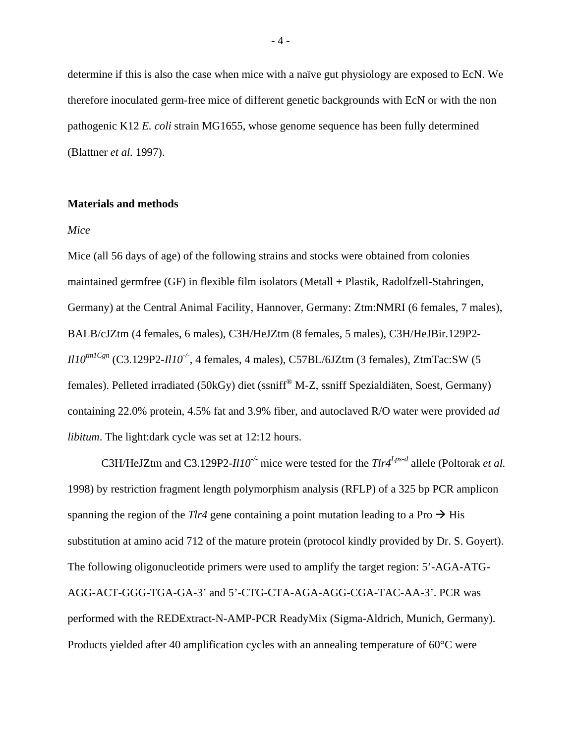determine if this is also the case when mice with a naïve gut physiology are exposed to EcN. We therefore inoculated germ-free mice of different genetic backgrounds with EcN or with the non pathogenic K12 *E. coli* strain MG1655, whose genome sequence has been fully determined (Blattner *et al.* 1997).

## Materials and methods

*Mice*

Mice (all 56 days of age) of the following strains and stocks were obtained from colonies maintained germfree (GF) in flexible film isolators (Metall + Plastik, Radolfzell-Stahringen, Germany) at the Central Animal Facility, Hannover, Germany: Ztm:NMRI (6 females, 7 males), BALB/cJZtm (4 females, 6 males), C3H/HeJZtm (8 females, 5 males), C3H/HeJBir.129P2-*Il10*$^{tm1Cgn}$ (C3.129P2-*Il10*$^{-/-}$, 4 females, 4 males), C57BL/6JZtm (3 females), ZtmTac:SW (5 females). Pelleted irradiated (50kGy) diet (ssniff® M-Z, ssniff Spezialdiäten, Soest, Germany) containing 22.0% protein, 4.5% fat and 3.9% fiber, and autoclaved R/O water were provided *ad libitum*. The light:dark cycle was set at 12:12 hours.

C3H/HeJZtm and C3.129P2-*Il10*$^{-/-}$ mice were tested for the *Tlr4*$^{Lps\text{-}d}$ allele (Poltorak *et al.* 1998) by restriction fragment length polymorphism analysis (RFLP) of a 325 bp PCR amplicon spanning the region of the *Tlr4* gene containing a point mutation leading to a Pro → His substitution at amino acid 712 of the mature protein (protocol kindly provided by Dr. S. Goyert). The following oligonucleotide primers were used to amplify the target region: 5'-AGA-ATG-AGG-ACT-GGG-TGA-GA-3' and 5'-CTG-CTA-AGA-AGG-CGA-TAC-AA-3'. PCR was performed with the REDExtract-N-AMP-PCR ReadyMix (Sigma-Aldrich, Munich, Germany). Products yielded after 40 amplification cycles with an annealing temperature of 60°C were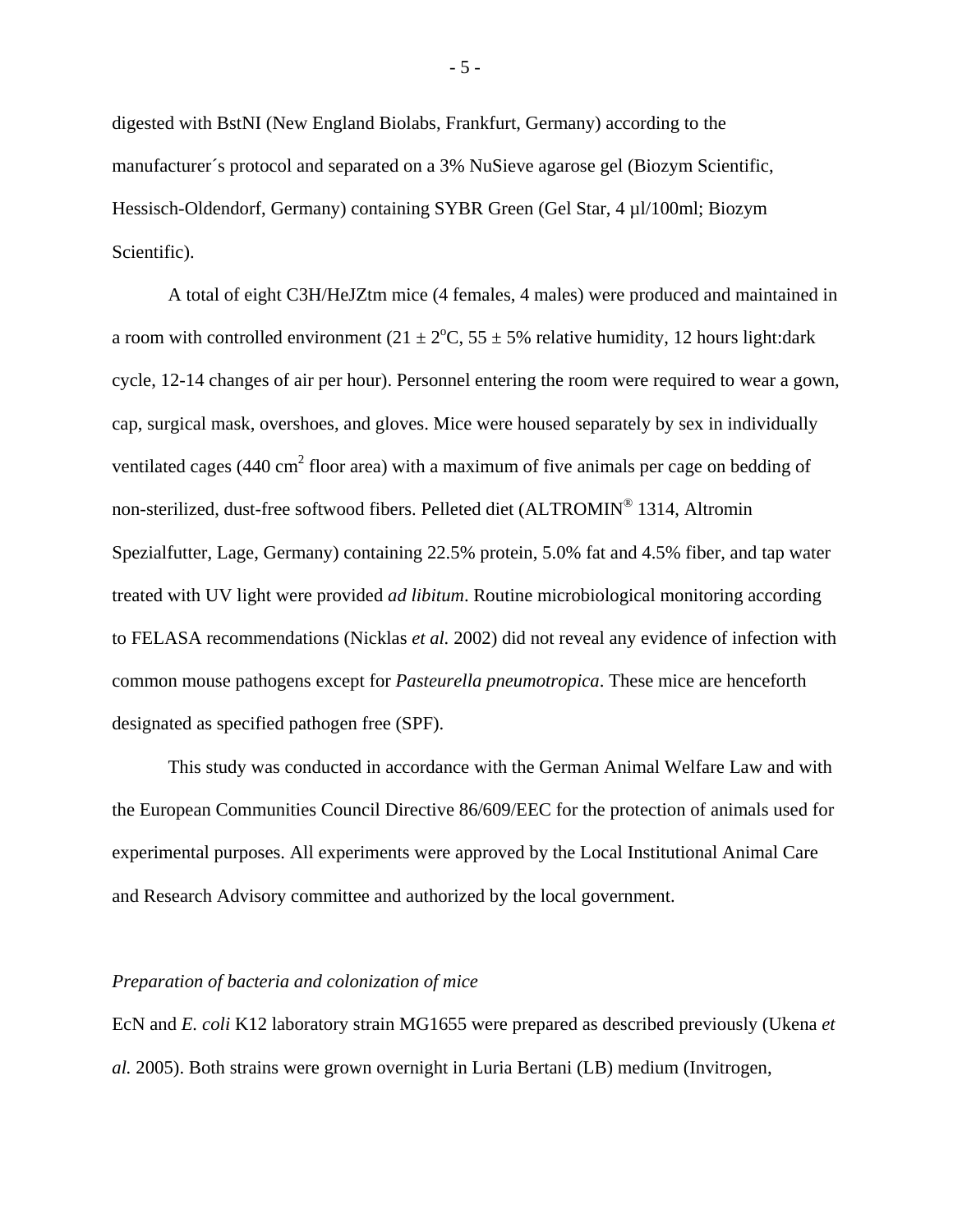digested with BstNI (New England Biolabs, Frankfurt, Germany) according to the manufacturer´s protocol and separated on a 3% NuSieve agarose gel (Biozym Scientific, Hessisch-Oldendorf, Germany) containing SYBR Green (Gel Star, 4 µl/100ml; Biozym Scientific).

A total of eight C3H/HeJZtm mice (4 females, 4 males) were produced and maintained in a room with controlled environment ($21 \pm 2^{o}$C, $55 \pm 5$% relative humidity, 12 hours light:dark cycle, 12-14 changes of air per hour). Personnel entering the room were required to wear a gown, cap, surgical mask, overshoes, and gloves. Mice were housed separately by sex in individually ventilated cages (440 $cm^2$ floor area) with a maximum of five animals per cage on bedding of non-sterilized, dust-free softwood fibers. Pelleted diet (ALTROMIN® 1314, Altromin Spezialfutter, Lage, Germany) containing 22.5% protein, 5.0% fat and 4.5% fiber, and tap water treated with UV light were provided *ad libitum*. Routine microbiological monitoring according to FELASA recommendations (Nicklas *et al.* 2002) did not reveal any evidence of infection with common mouse pathogens except for *Pasteurella pneumotropica*. These mice are henceforth designated as specified pathogen free (SPF).

This study was conducted in accordance with the German Animal Welfare Law and with the European Communities Council Directive 86/609/EEC for the protection of animals used for experimental purposes. All experiments were approved by the Local Institutional Animal Care and Research Advisory committee and authorized by the local government.

*Preparation of bacteria and colonization of mice*

EcN and *E. coli* K12 laboratory strain MG1655 were prepared as described previously (Ukena *et al.* 2005). Both strains were grown overnight in Luria Bertani (LB) medium (Invitrogen,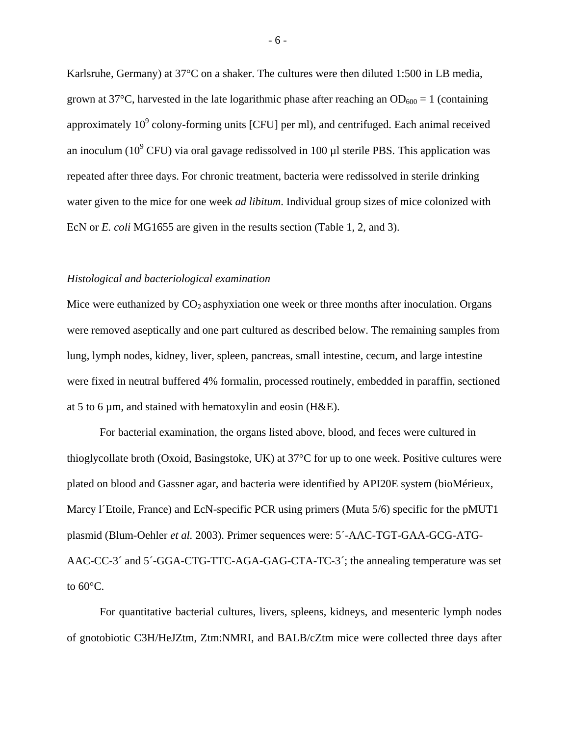Karlsruhe, Germany) at 37°C on a shaker. The cultures were then diluted 1:500 in LB media, grown at 37°C, harvested in the late logarithmic phase after reaching an $OD_{600}$ = 1 (containing approximately $10^9$ colony-forming units [CFU] per ml), and centrifuged. Each animal received an inoculum ($10^9$ CFU) via oral gavage redissolved in 100 µl sterile PBS. This application was repeated after three days. For chronic treatment, bacteria were redissolved in sterile drinking water given to the mice for one week *ad libitum*. Individual group sizes of mice colonized with EcN or *E. coli* MG1655 are given in the results section (Table 1, 2, and 3).

*Histological and bacteriological examination*

Mice were euthanized by $CO_2$ asphyxiation one week or three months after inoculation. Organs were removed aseptically and one part cultured as described below. The remaining samples from lung, lymph nodes, kidney, liver, spleen, pancreas, small intestine, cecum, and large intestine were fixed in neutral buffered 4% formalin, processed routinely, embedded in paraffin, sectioned at 5 to 6 µm, and stained with hematoxylin and eosin (H&E).

For bacterial examination, the organs listed above, blood, and feces were cultured in thioglycollate broth (Oxoid, Basingstoke, UK) at 37°C for up to one week. Positive cultures were plated on blood and Gassner agar, and bacteria were identified by API20E system (bioMérieux, Marcy l´Etoile, France) and EcN-specific PCR using primers (Muta 5/6) specific for the pMUT1 plasmid (Blum-Oehler *et al.* 2003). Primer sequences were: 5´-AAC-TGT-GAA-GCG-ATG-AAC-CC-3´ and 5´-GGA-CTG-TTC-AGA-GAG-CTA-TC-3´; the annealing temperature was set to 60°C.

For quantitative bacterial cultures, livers, spleens, kidneys, and mesenteric lymph nodes of gnotobiotic C3H/HeJZtm, Ztm:NMRI, and BALB/cZtm mice were collected three days after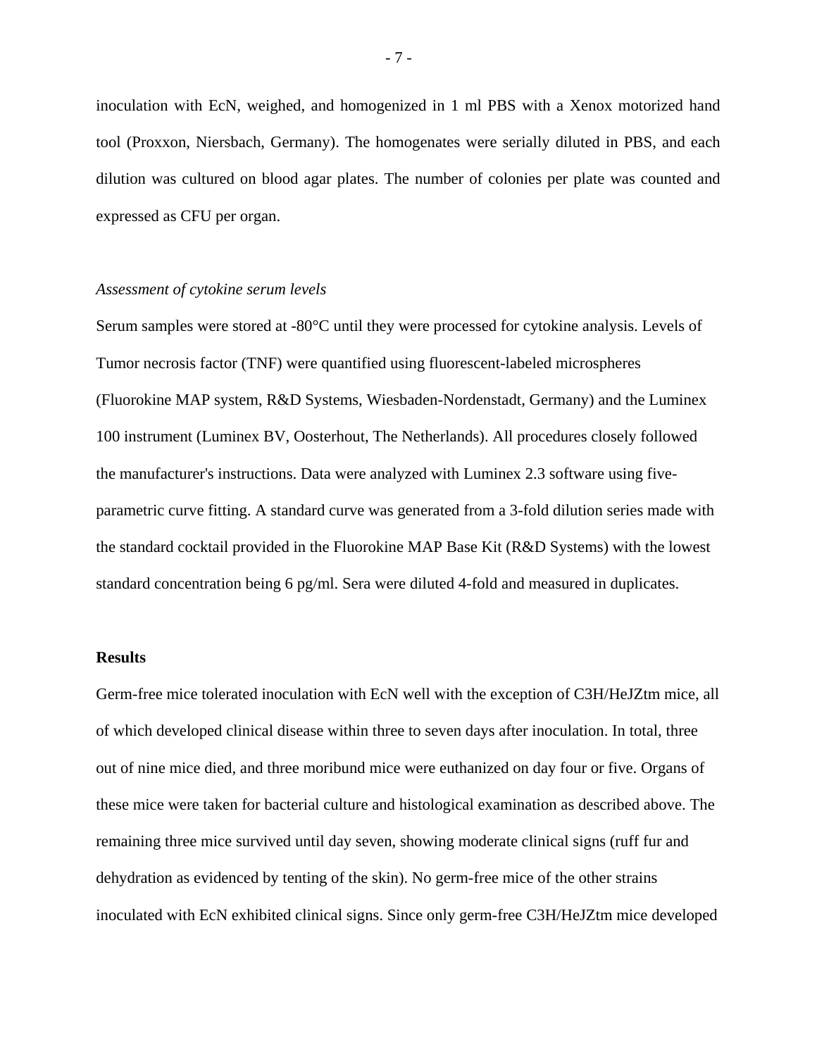inoculation with EcN, weighed, and homogenized in 1 ml PBS with a Xenox motorized hand tool (Proxxon, Niersbach, Germany). The homogenates were serially diluted in PBS, and each dilution was cultured on blood agar plates. The number of colonies per plate was counted and expressed as CFU per organ.

### *Assessment of cytokine serum levels*

Serum samples were stored at -80°C until they were processed for cytokine analysis. Levels of Tumor necrosis factor (TNF) were quantified using fluorescent-labeled microspheres (Fluorokine MAP system, R&D Systems, Wiesbaden-Nordenstadt, Germany) and the Luminex 100 instrument (Luminex BV, Oosterhout, The Netherlands). All procedures closely followed the manufacturer's instructions. Data were analyzed with Luminex 2.3 software using five-parametric curve fitting. A standard curve was generated from a 3-fold dilution series made with the standard cocktail provided in the Fluorokine MAP Base Kit (R&D Systems) with the lowest standard concentration being 6 pg/ml. Sera were diluted 4-fold and measured in duplicates.

## Results

Germ-free mice tolerated inoculation with EcN well with the exception of C3H/HeJZtm mice, all of which developed clinical disease within three to seven days after inoculation. In total, three out of nine mice died, and three moribund mice were euthanized on day four or five. Organs of these mice were taken for bacterial culture and histological examination as described above. The remaining three mice survived until day seven, showing moderate clinical signs (ruff fur and dehydration as evidenced by tenting of the skin). No germ-free mice of the other strains inoculated with EcN exhibited clinical signs. Since only germ-free C3H/HeJZtm mice developed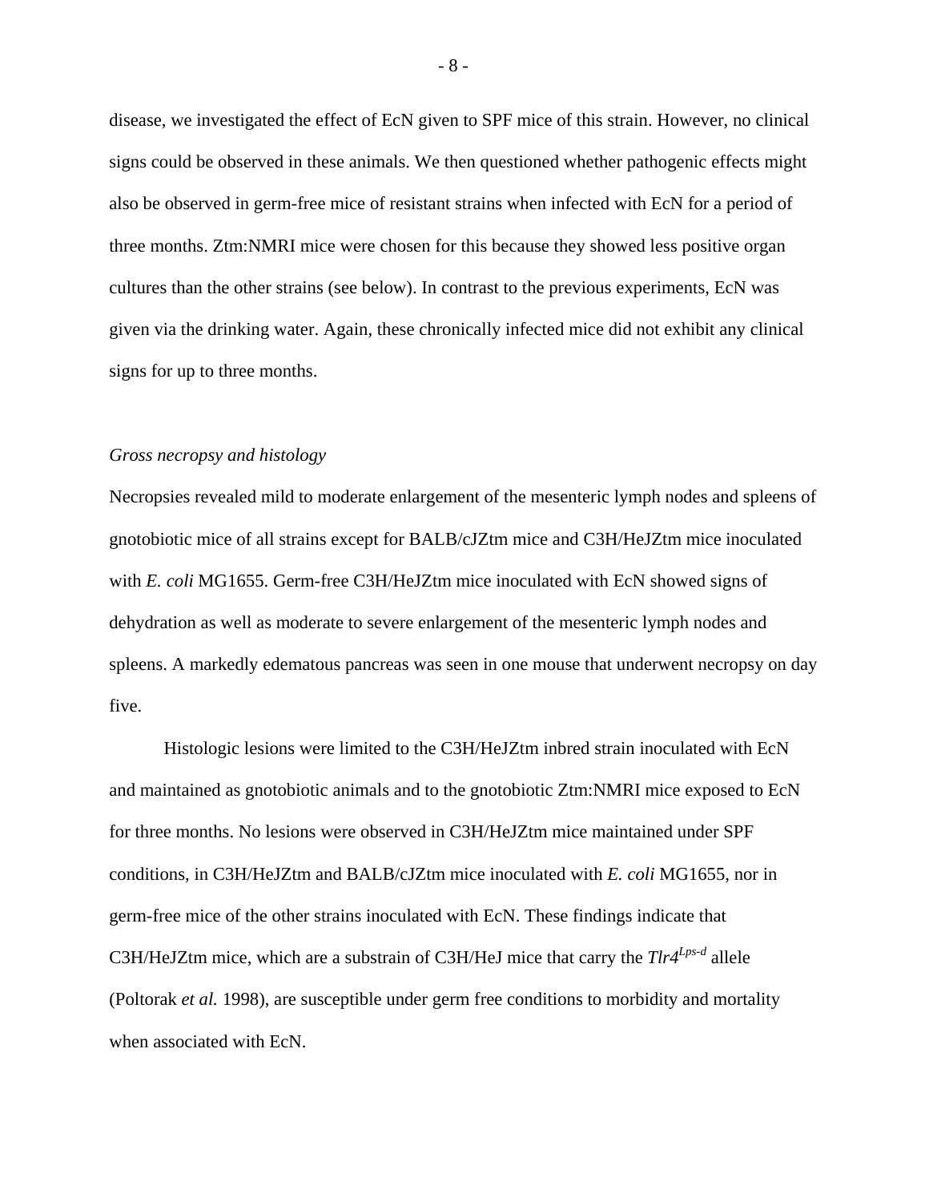disease, we investigated the effect of EcN given to SPF mice of this strain. However, no clinical signs could be observed in these animals. We then questioned whether pathogenic effects might also be observed in germ-free mice of resistant strains when infected with EcN for a period of three months. Ztm:NMRI mice were chosen for this because they showed less positive organ cultures than the other strains (see below). In contrast to the previous experiments, EcN was given via the drinking water. Again, these chronically infected mice did not exhibit any clinical signs for up to three months.

*Gross necropsy and histology*

Necropsies revealed mild to moderate enlargement of the mesenteric lymph nodes and spleens of gnotobiotic mice of all strains except for BALB/cJZtm mice and C3H/HeJZtm mice inoculated with *E. coli* MG1655. Germ-free C3H/HeJZtm mice inoculated with EcN showed signs of dehydration as well as moderate to severe enlargement of the mesenteric lymph nodes and spleens. A markedly edematous pancreas was seen in one mouse that underwent necropsy on day five.

Histologic lesions were limited to the C3H/HeJZtm inbred strain inoculated with EcN and maintained as gnotobiotic animals and to the gnotobiotic Ztm:NMRI mice exposed to EcN for three months. No lesions were observed in C3H/HeJZtm mice maintained under SPF conditions, in C3H/HeJZtm and BALB/cJZtm mice inoculated with *E. coli* MG1655, nor in germ-free mice of the other strains inoculated with EcN. These findings indicate that C3H/HeJZtm mice, which are a substrain of C3H/HeJ mice that carry the *Tlr4*$^{Lps\text{-}d}$ allele (Poltorak *et al.* 1998), are susceptible under germ free conditions to morbidity and mortality when associated with EcN.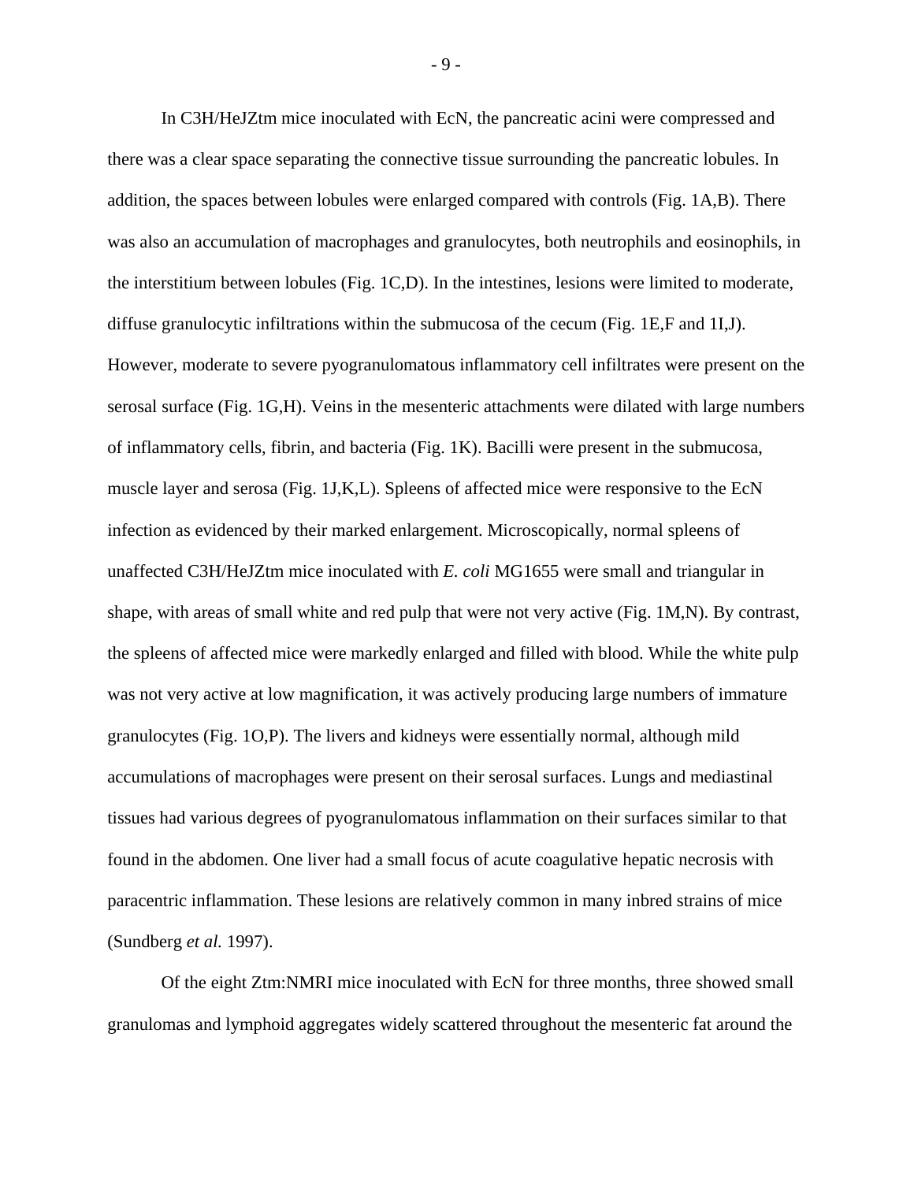In C3H/HeJZtm mice inoculated with EcN, the pancreatic acini were compressed and there was a clear space separating the connective tissue surrounding the pancreatic lobules. In addition, the spaces between lobules were enlarged compared with controls (Fig. 1A,B). There was also an accumulation of macrophages and granulocytes, both neutrophils and eosinophils, in the interstitium between lobules (Fig. 1C,D). In the intestines, lesions were limited to moderate, diffuse granulocytic infiltrations within the submucosa of the cecum (Fig. 1E,F and 1I,J). However, moderate to severe pyogranulomatous inflammatory cell infiltrates were present on the serosal surface (Fig. 1G,H). Veins in the mesenteric attachments were dilated with large numbers of inflammatory cells, fibrin, and bacteria (Fig. 1K). Bacilli were present in the submucosa, muscle layer and serosa (Fig. 1J,K,L). Spleens of affected mice were responsive to the EcN infection as evidenced by their marked enlargement. Microscopically, normal spleens of unaffected C3H/HeJZtm mice inoculated with *E. coli* MG1655 were small and triangular in shape, with areas of small white and red pulp that were not very active (Fig. 1M,N). By contrast, the spleens of affected mice were markedly enlarged and filled with blood. While the white pulp was not very active at low magnification, it was actively producing large numbers of immature granulocytes (Fig. 1O,P). The livers and kidneys were essentially normal, although mild accumulations of macrophages were present on their serosal surfaces. Lungs and mediastinal tissues had various degrees of pyogranulomatous inflammation on their surfaces similar to that found in the abdomen. One liver had a small focus of acute coagulative hepatic necrosis with paracentric inflammation. These lesions are relatively common in many inbred strains of mice (Sundberg *et al.* 1997).

Of the eight Ztm:NMRI mice inoculated with EcN for three months, three showed small granulomas and lymphoid aggregates widely scattered throughout the mesenteric fat around the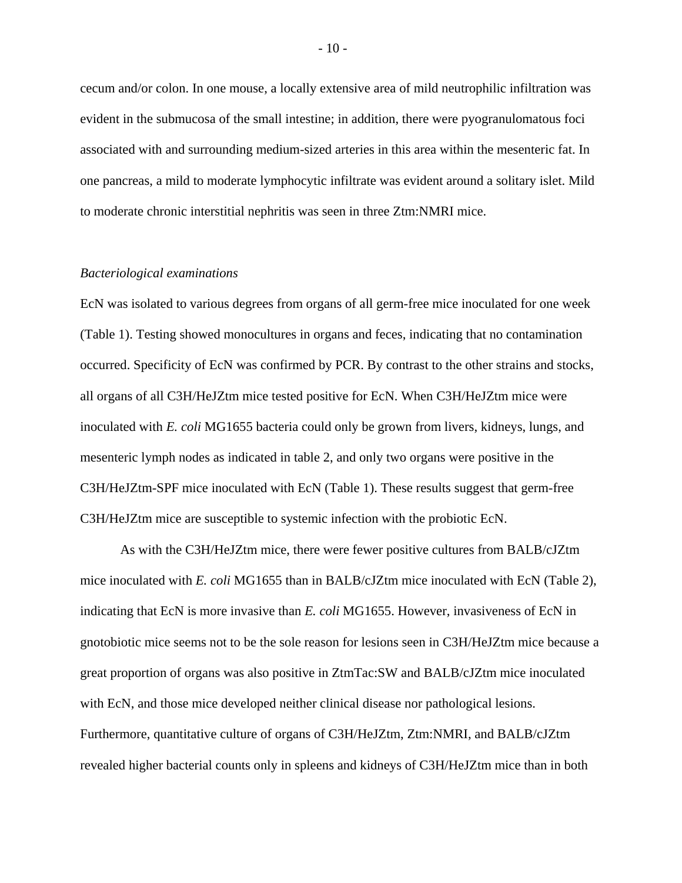cecum and/or colon. In one mouse, a locally extensive area of mild neutrophilic infiltration was evident in the submucosa of the small intestine; in addition, there were pyogranulomatous foci associated with and surrounding medium-sized arteries in this area within the mesenteric fat. In one pancreas, a mild to moderate lymphocytic infiltrate was evident around a solitary islet. Mild to moderate chronic interstitial nephritis was seen in three Ztm:NMRI mice.

*Bacteriological examinations*

EcN was isolated to various degrees from organs of all germ-free mice inoculated for one week (Table 1). Testing showed monocultures in organs and feces, indicating that no contamination occurred. Specificity of EcN was confirmed by PCR. By contrast to the other strains and stocks, all organs of all C3H/HeJZtm mice tested positive for EcN. When C3H/HeJZtm mice were inoculated with *E. coli* MG1655 bacteria could only be grown from livers, kidneys, lungs, and mesenteric lymph nodes as indicated in table 2, and only two organs were positive in the C3H/HeJZtm-SPF mice inoculated with EcN (Table 1). These results suggest that germ-free C3H/HeJZtm mice are susceptible to systemic infection with the probiotic EcN.

As with the C3H/HeJZtm mice, there were fewer positive cultures from BALB/cJZtm mice inoculated with *E. coli* MG1655 than in BALB/cJZtm mice inoculated with EcN (Table 2), indicating that EcN is more invasive than *E. coli* MG1655. However, invasiveness of EcN in gnotobiotic mice seems not to be the sole reason for lesions seen in C3H/HeJZtm mice because a great proportion of organs was also positive in ZtmTac:SW and BALB/cJZtm mice inoculated with EcN, and those mice developed neither clinical disease nor pathological lesions. Furthermore, quantitative culture of organs of C3H/HeJZtm, Ztm:NMRI, and BALB/cJZtm revealed higher bacterial counts only in spleens and kidneys of C3H/HeJZtm mice than in both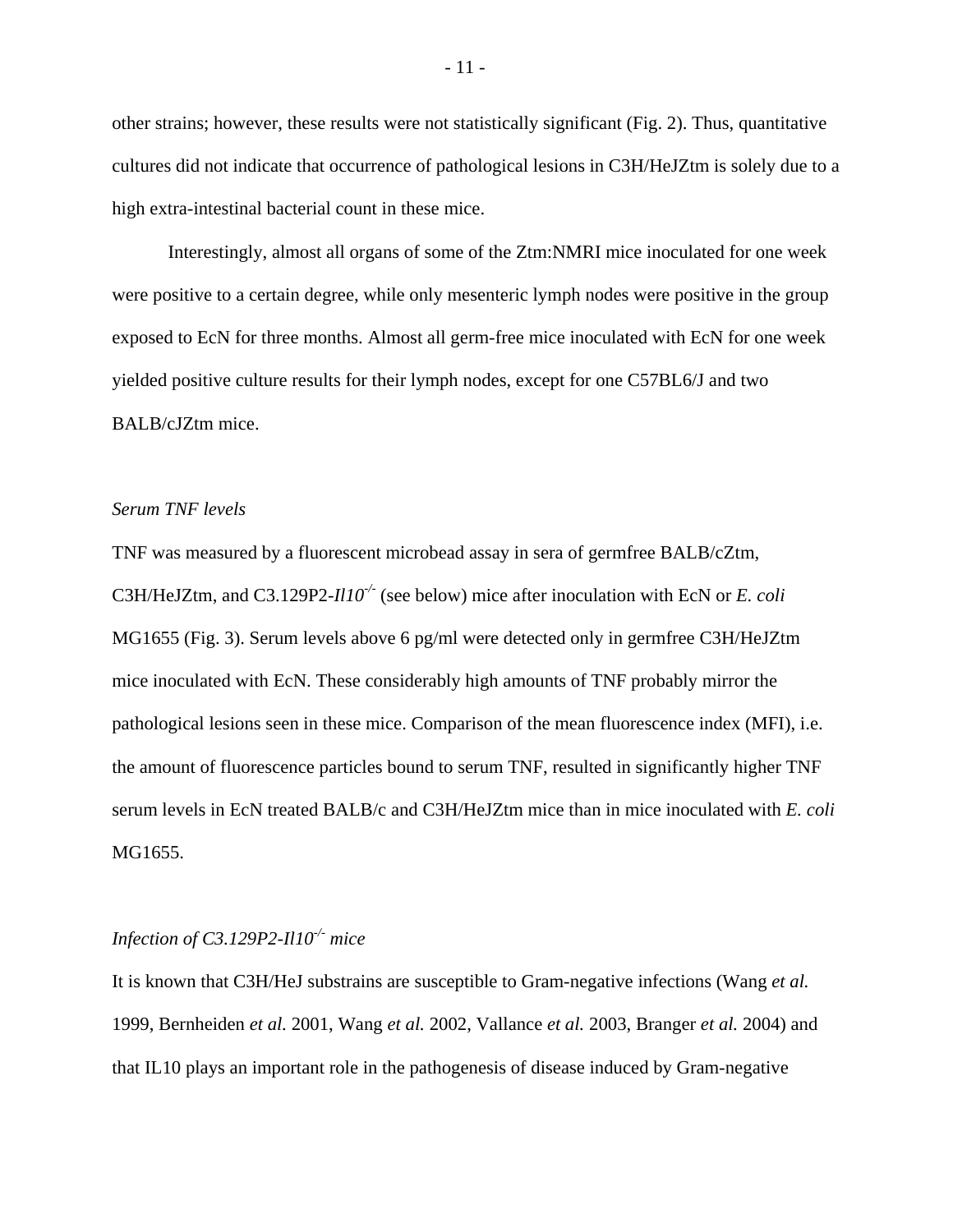other strains; however, these results were not statistically significant (Fig. 2). Thus, quantitative cultures did not indicate that occurrence of pathological lesions in C3H/HeJZtm is solely due to a high extra-intestinal bacterial count in these mice.

Interestingly, almost all organs of some of the Ztm:NMRI mice inoculated for one week were positive to a certain degree, while only mesenteric lymph nodes were positive in the group exposed to EcN for three months. Almost all germ-free mice inoculated with EcN for one week yielded positive culture results for their lymph nodes, except for one C57BL6/J and two BALB/cJZtm mice.

*Serum TNF levels*

TNF was measured by a fluorescent microbead assay in sera of germfree BALB/cZtm, C3H/HeJZtm, and C3.129P2-*Il10*$^{-/-}$ (see below) mice after inoculation with EcN or *E. coli* MG1655 (Fig. 3). Serum levels above 6 pg/ml were detected only in germfree C3H/HeJZtm mice inoculated with EcN. These considerably high amounts of TNF probably mirror the pathological lesions seen in these mice. Comparison of the mean fluorescence index (MFI), i.e. the amount of fluorescence particles bound to serum TNF, resulted in significantly higher TNF serum levels in EcN treated BALB/c and C3H/HeJZtm mice than in mice inoculated with *E. coli* MG1655.

*Infection of C3.129P2-Il10*$^{-/-}$ *mice*

It is known that C3H/HeJ substrains are susceptible to Gram-negative infections (Wang *et al.* 1999, Bernheiden *et al.* 2001, Wang *et al.* 2002, Vallance *et al.* 2003, Branger *et al.* 2004) and that IL10 plays an important role in the pathogenesis of disease induced by Gram-negative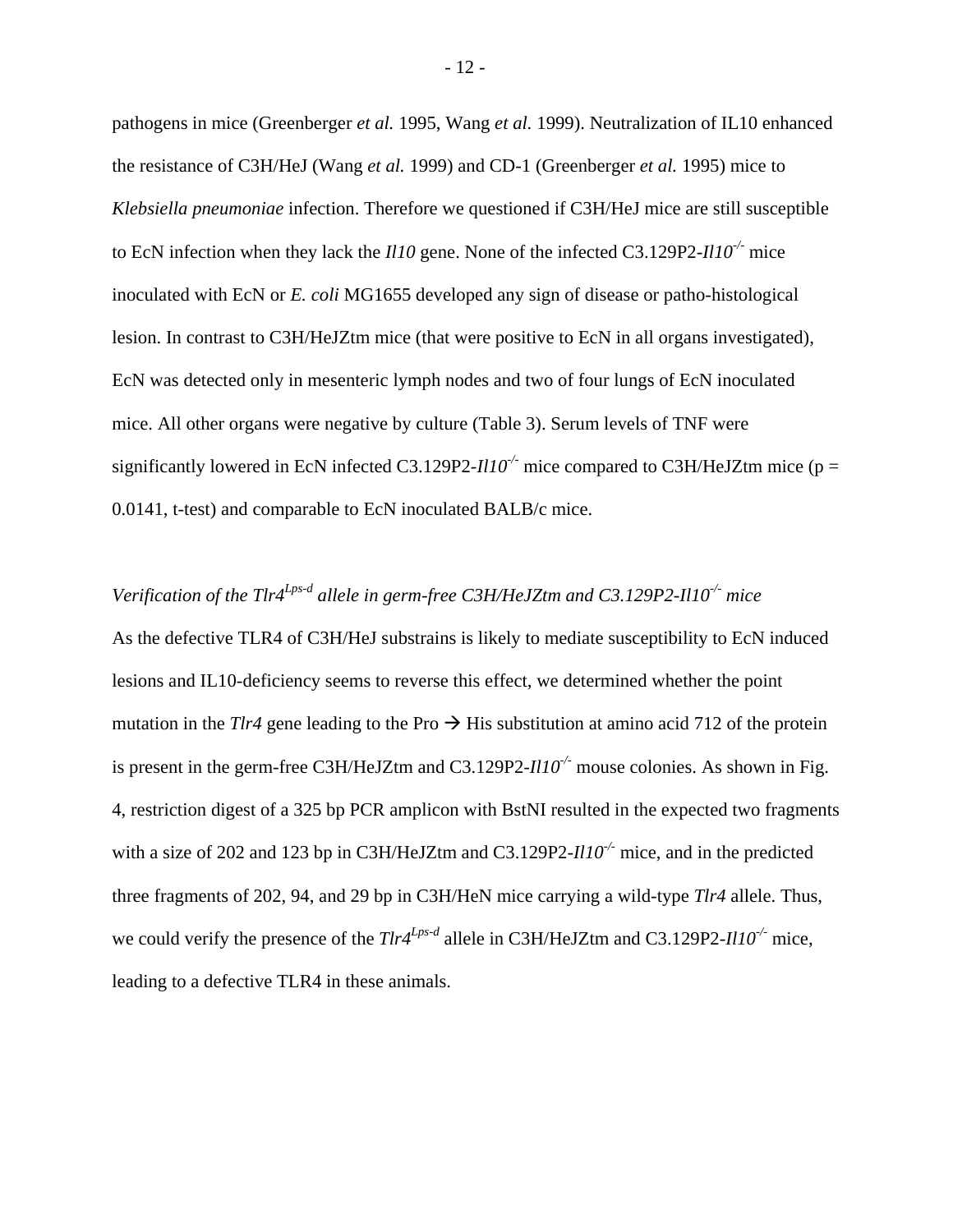pathogens in mice (Greenberger *et al.* 1995, Wang *et al.* 1999). Neutralization of IL10 enhanced the resistance of C3H/HeJ (Wang *et al.* 1999) and CD-1 (Greenberger *et al.* 1995) mice to *Klebsiella pneumoniae* infection. Therefore we questioned if C3H/HeJ mice are still susceptible to EcN infection when they lack the *Il10* gene. None of the infected C3.129P2-*Il10*$^{-/-}$ mice inoculated with EcN or *E. coli* MG1655 developed any sign of disease or patho-histological lesion. In contrast to C3H/HeJZtm mice (that were positive to EcN in all organs investigated), EcN was detected only in mesenteric lymph nodes and two of four lungs of EcN inoculated mice. All other organs were negative by culture (Table 3). Serum levels of TNF were significantly lowered in EcN infected C3.129P2-*Il10*$^{-/-}$ mice compared to C3H/HeJZtm mice ($p = 0.0141$, t-test) and comparable to EcN inoculated BALB/c mice.

*Verification of the Tlr4*$^{Lps\text{-}d}$ *allele in germ-free C3H/HeJZtm and C3.129P2-Il10*$^{-/-}$ *mice*

As the defective TLR4 of C3H/HeJ substrains is likely to mediate susceptibility to EcN induced lesions and IL10-deficiency seems to reverse this effect, we determined whether the point mutation in the *Tlr4* gene leading to the Pro → His substitution at amino acid 712 of the protein is present in the germ-free C3H/HeJZtm and C3.129P2-*Il10*$^{-/-}$ mouse colonies. As shown in Fig. 4, restriction digest of a 325 bp PCR amplicon with BstNI resulted in the expected two fragments with a size of 202 and 123 bp in C3H/HeJZtm and C3.129P2-*Il10*$^{-/-}$ mice, and in the predicted three fragments of 202, 94, and 29 bp in C3H/HeN mice carrying a wild-type *Tlr4* allele. Thus, we could verify the presence of the *Tlr4*$^{Lps\text{-}d}$ allele in C3H/HeJZtm and C3.129P2-*Il10*$^{-/-}$ mice, leading to a defective TLR4 in these animals.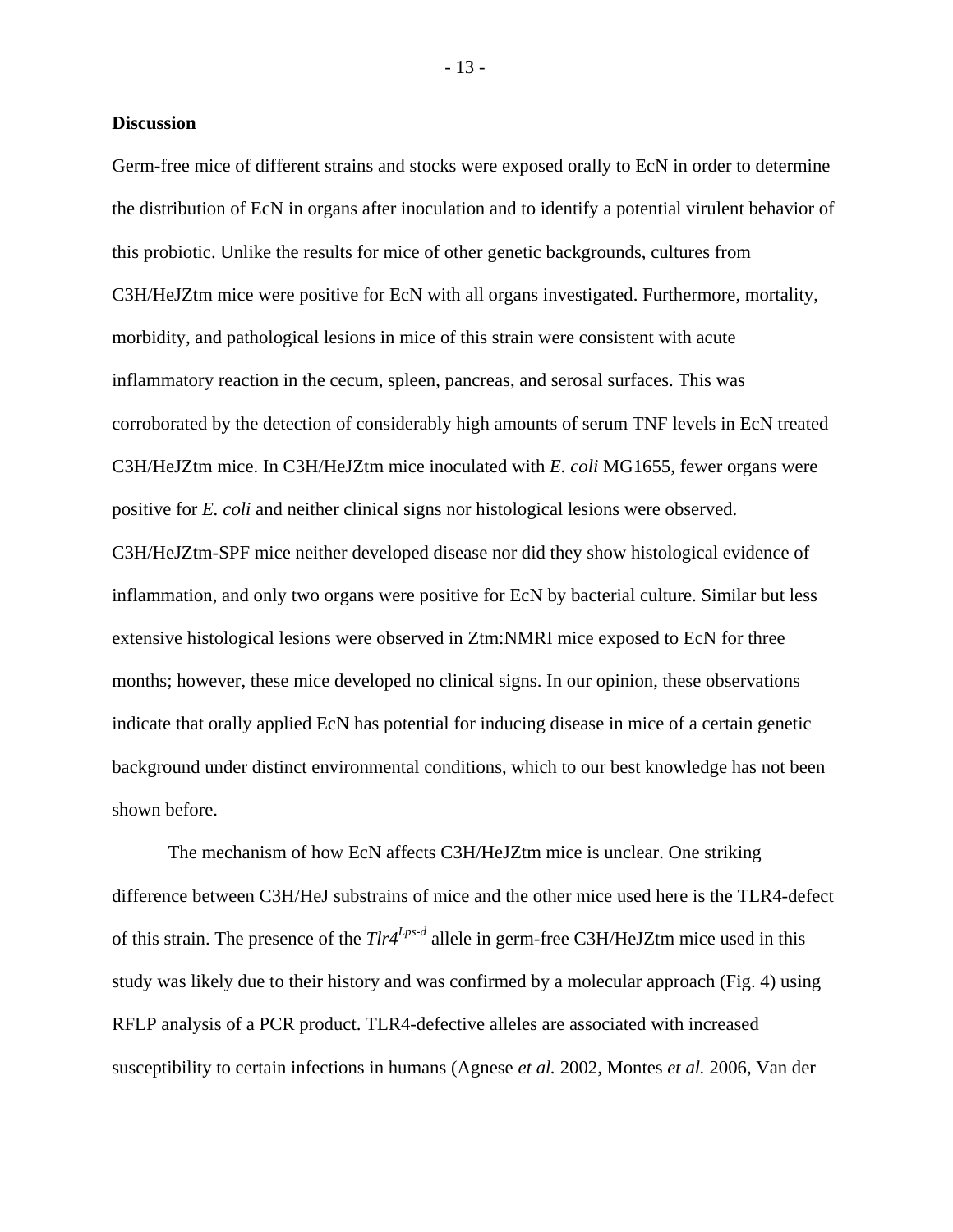## Discussion

Germ-free mice of different strains and stocks were exposed orally to EcN in order to determine the distribution of EcN in organs after inoculation and to identify a potential virulent behavior of this probiotic. Unlike the results for mice of other genetic backgrounds, cultures from C3H/HeJZtm mice were positive for EcN with all organs investigated. Furthermore, mortality, morbidity, and pathological lesions in mice of this strain were consistent with acute inflammatory reaction in the cecum, spleen, pancreas, and serosal surfaces. This was corroborated by the detection of considerably high amounts of serum TNF levels in EcN treated C3H/HeJZtm mice. In C3H/HeJZtm mice inoculated with *E. coli* MG1655, fewer organs were positive for *E. coli* and neither clinical signs nor histological lesions were observed. C3H/HeJZtm-SPF mice neither developed disease nor did they show histological evidence of inflammation, and only two organs were positive for EcN by bacterial culture. Similar but less extensive histological lesions were observed in Ztm:NMRI mice exposed to EcN for three months; however, these mice developed no clinical signs. In our opinion, these observations indicate that orally applied EcN has potential for inducing disease in mice of a certain genetic background under distinct environmental conditions, which to our best knowledge has not been shown before.

The mechanism of how EcN affects C3H/HeJZtm mice is unclear. One striking difference between C3H/HeJ substrains of mice and the other mice used here is the TLR4-defect of this strain. The presence of the *Tlr4*$^{Lps\text{-}d}$ allele in germ-free C3H/HeJZtm mice used in this study was likely due to their history and was confirmed by a molecular approach (Fig. 4) using RFLP analysis of a PCR product. TLR4-defective alleles are associated with increased susceptibility to certain infections in humans (Agnese *et al.* 2002, Montes *et al.* 2006, Van der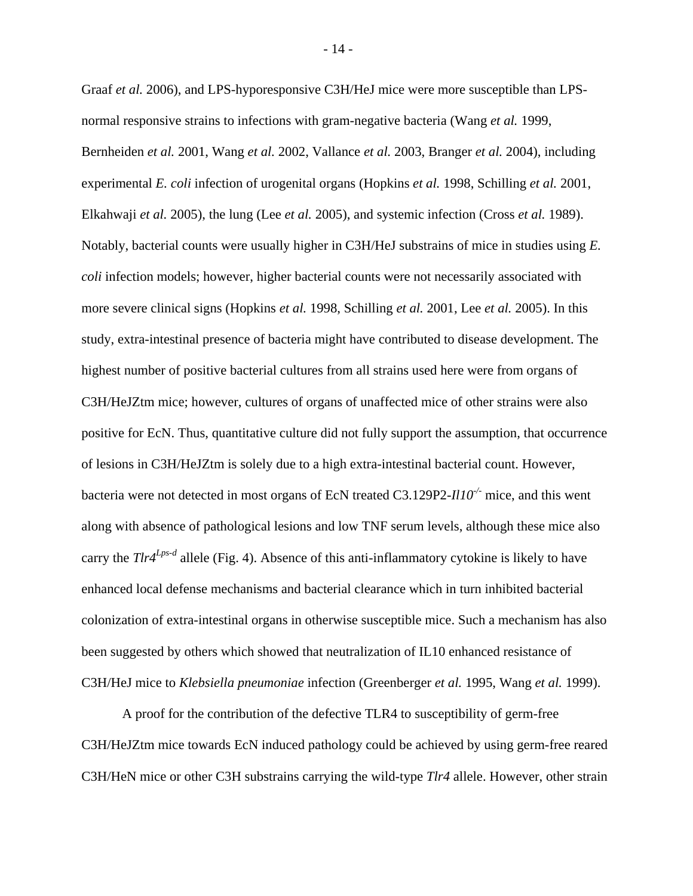Graaf *et al.* 2006), and LPS-hyporesponsive C3H/HeJ mice were more susceptible than LPS-normal responsive strains to infections with gram-negative bacteria (Wang *et al.* 1999, Bernheiden *et al.* 2001, Wang *et al.* 2002, Vallance *et al.* 2003, Branger *et al.* 2004), including experimental *E. coli* infection of urogenital organs (Hopkins *et al.* 1998, Schilling *et al.* 2001, Elkahwaji *et al.* 2005), the lung (Lee *et al.* 2005), and systemic infection (Cross *et al.* 1989). Notably, bacterial counts were usually higher in C3H/HeJ substrains of mice in studies using *E. coli* infection models; however, higher bacterial counts were not necessarily associated with more severe clinical signs (Hopkins *et al.* 1998, Schilling *et al.* 2001, Lee *et al.* 2005). In this study, extra-intestinal presence of bacteria might have contributed to disease development. The highest number of positive bacterial cultures from all strains used here were from organs of C3H/HeJZtm mice; however, cultures of organs of unaffected mice of other strains were also positive for EcN. Thus, quantitative culture did not fully support the assumption, that occurrence of lesions in C3H/HeJZtm is solely due to a high extra-intestinal bacterial count. However, bacteria were not detected in most organs of EcN treated C3.129P2-*Il10*$^{-/-}$ mice, and this went along with absence of pathological lesions and low TNF serum levels, although these mice also carry the *Tlr4*$^{Lps\text{-}d}$ allele (Fig. 4). Absence of this anti-inflammatory cytokine is likely to have enhanced local defense mechanisms and bacterial clearance which in turn inhibited bacterial colonization of extra-intestinal organs in otherwise susceptible mice. Such a mechanism has also been suggested by others which showed that neutralization of IL10 enhanced resistance of C3H/HeJ mice to *Klebsiella pneumoniae* infection (Greenberger *et al.* 1995, Wang *et al.* 1999).

A proof for the contribution of the defective TLR4 to susceptibility of germ-free C3H/HeJZtm mice towards EcN induced pathology could be achieved by using germ-free reared C3H/HeN mice or other C3H substrains carrying the wild-type *Tlr4* allele. However, other strain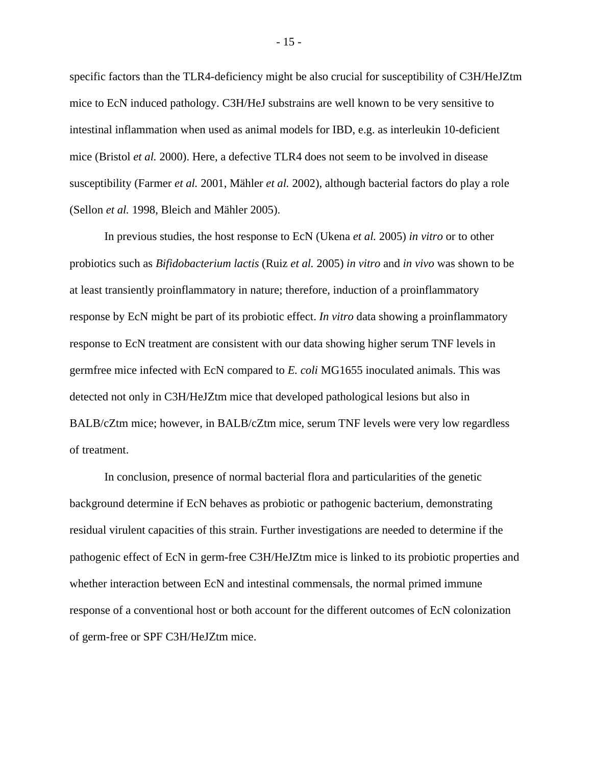specific factors than the TLR4-deficiency might be also crucial for susceptibility of C3H/HeJZtm mice to EcN induced pathology. C3H/HeJ substrains are well known to be very sensitive to intestinal inflammation when used as animal models for IBD, e.g. as interleukin 10-deficient mice (Bristol *et al.* 2000). Here, a defective TLR4 does not seem to be involved in disease susceptibility (Farmer *et al.* 2001, Mähler *et al.* 2002), although bacterial factors do play a role (Sellon *et al.* 1998, Bleich and Mähler 2005).

In previous studies, the host response to EcN (Ukena *et al.* 2005) *in vitro* or to other probiotics such as *Bifidobacterium lactis* (Ruiz *et al.* 2005) *in vitro* and *in vivo* was shown to be at least transiently proinflammatory in nature; therefore, induction of a proinflammatory response by EcN might be part of its probiotic effect. *In vitro* data showing a proinflammatory response to EcN treatment are consistent with our data showing higher serum TNF levels in germfree mice infected with EcN compared to *E. coli* MG1655 inoculated animals. This was detected not only in C3H/HeJZtm mice that developed pathological lesions but also in BALB/cZtm mice; however, in BALB/cZtm mice, serum TNF levels were very low regardless of treatment.

In conclusion, presence of normal bacterial flora and particularities of the genetic background determine if EcN behaves as probiotic or pathogenic bacterium, demonstrating residual virulent capacities of this strain. Further investigations are needed to determine if the pathogenic effect of EcN in germ-free C3H/HeJZtm mice is linked to its probiotic properties and whether interaction between EcN and intestinal commensals, the normal primed immune response of a conventional host or both account for the different outcomes of EcN colonization of germ-free or SPF C3H/HeJZtm mice.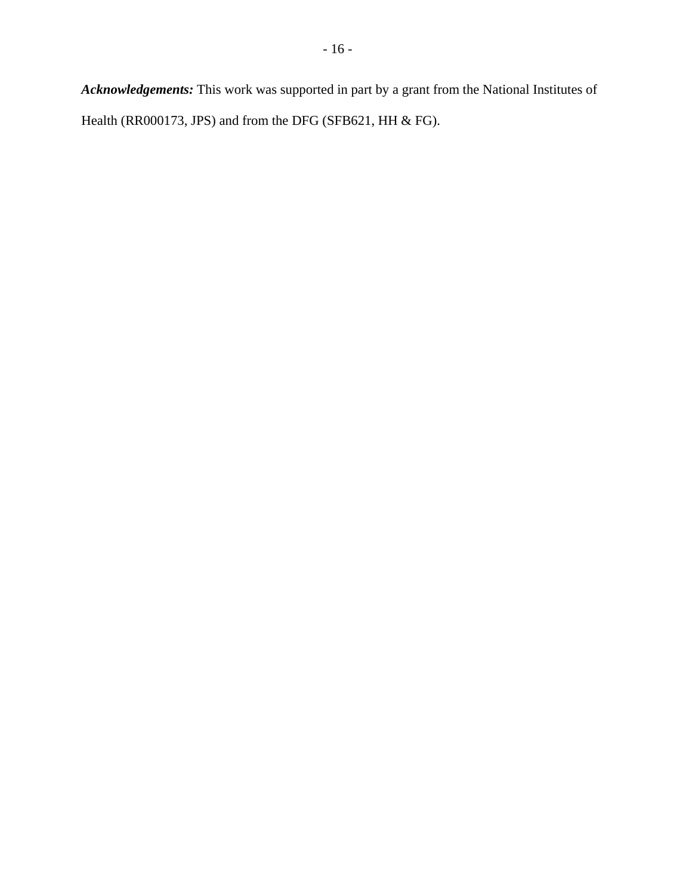***Acknowledgements:*** This work was supported in part by a grant from the National Institutes of Health (RR000173, JPS) and from the DFG (SFB621, HH & FG).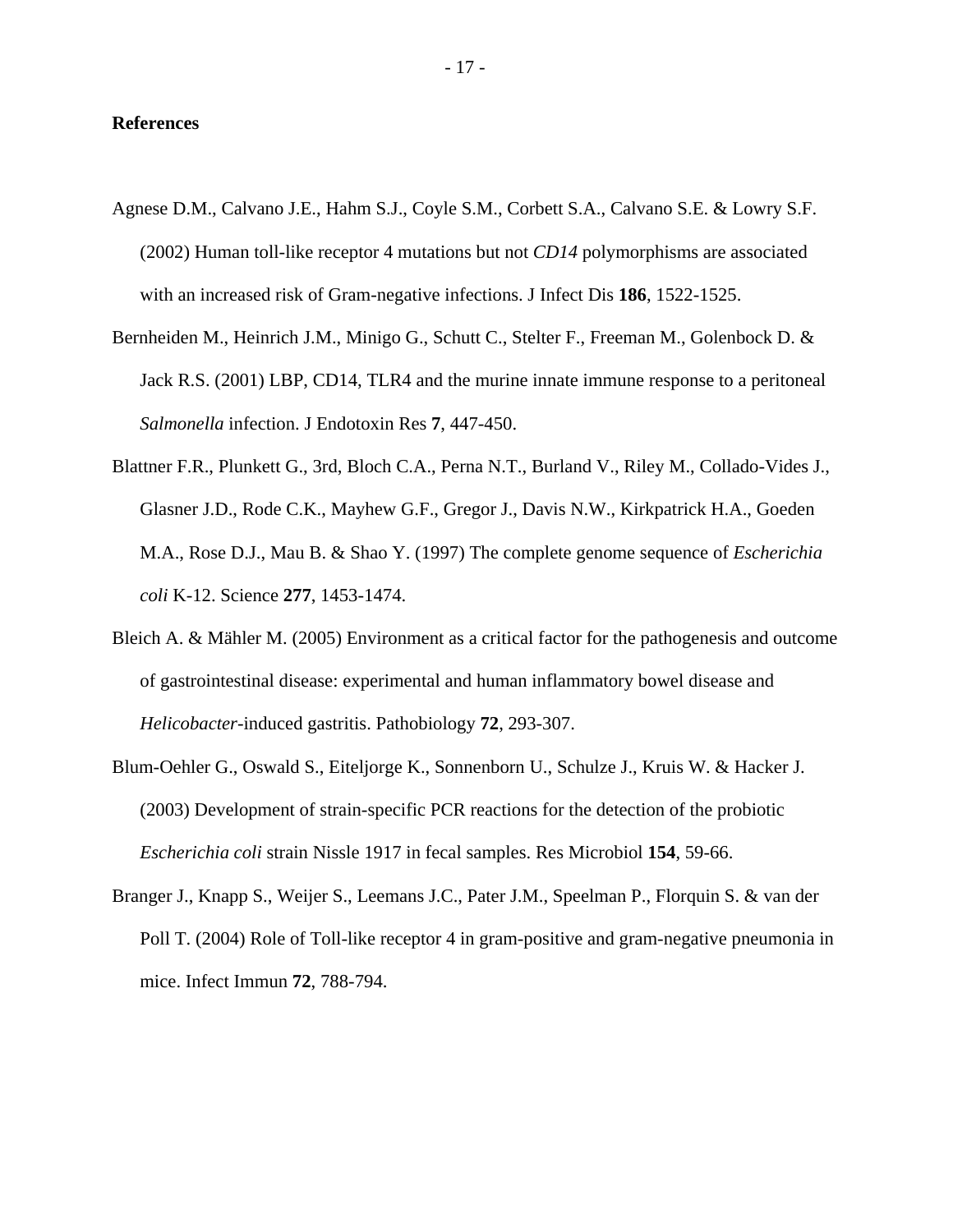**References**

Agnese D.M., Calvano J.E., Hahm S.J., Coyle S.M., Corbett S.A., Calvano S.E. & Lowry S.F. (2002) Human toll-like receptor 4 mutations but not *CD14* polymorphisms are associated with an increased risk of Gram-negative infections. J Infect Dis **186**, 1522-1525.

Bernheiden M., Heinrich J.M., Minigo G., Schutt C., Stelter F., Freeman M., Golenbock D. & Jack R.S. (2001) LBP, CD14, TLR4 and the murine innate immune response to a peritoneal *Salmonella* infection. J Endotoxin Res **7**, 447-450.

Blattner F.R., Plunkett G., 3rd, Bloch C.A., Perna N.T., Burland V., Riley M., Collado-Vides J., Glasner J.D., Rode C.K., Mayhew G.F., Gregor J., Davis N.W., Kirkpatrick H.A., Goeden M.A., Rose D.J., Mau B. & Shao Y. (1997) The complete genome sequence of *Escherichia coli* K-12. Science **277**, 1453-1474.

Bleich A. & Mähler M. (2005) Environment as a critical factor for the pathogenesis and outcome of gastrointestinal disease: experimental and human inflammatory bowel disease and *Helicobacter*-induced gastritis. Pathobiology **72**, 293-307.

Blum-Oehler G., Oswald S., Eiteljorge K., Sonnenborn U., Schulze J., Kruis W. & Hacker J. (2003) Development of strain-specific PCR reactions for the detection of the probiotic *Escherichia coli* strain Nissle 1917 in fecal samples. Res Microbiol **154**, 59-66.

Branger J., Knapp S., Weijer S., Leemans J.C., Pater J.M., Speelman P., Florquin S. & van der Poll T. (2004) Role of Toll-like receptor 4 in gram-positive and gram-negative pneumonia in mice. Infect Immun **72**, 788-794.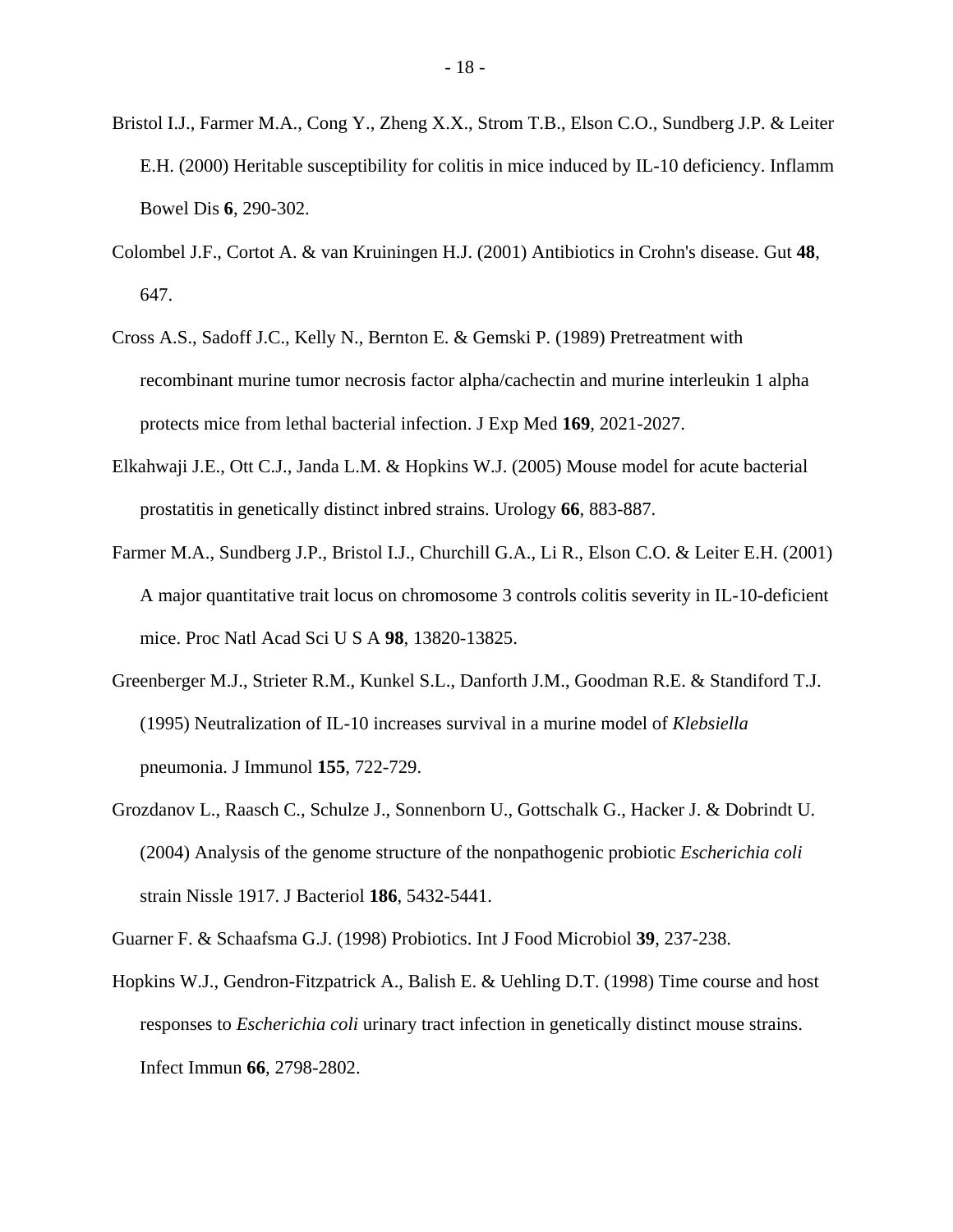Bristol I.J., Farmer M.A., Cong Y., Zheng X.X., Strom T.B., Elson C.O., Sundberg J.P. & Leiter E.H. (2000) Heritable susceptibility for colitis in mice induced by IL-10 deficiency. Inflamm Bowel Dis **6**, 290-302.

Colombel J.F., Cortot A. & van Kruiningen H.J. (2001) Antibiotics in Crohn's disease. Gut **48**, 647.

Cross A.S., Sadoff J.C., Kelly N., Bernton E. & Gemski P. (1989) Pretreatment with recombinant murine tumor necrosis factor alpha/cachectin and murine interleukin 1 alpha protects mice from lethal bacterial infection. J Exp Med **169**, 2021-2027.

Elkahwaji J.E., Ott C.J., Janda L.M. & Hopkins W.J. (2005) Mouse model for acute bacterial prostatitis in genetically distinct inbred strains. Urology **66**, 883-887.

Farmer M.A., Sundberg J.P., Bristol I.J., Churchill G.A., Li R., Elson C.O. & Leiter E.H. (2001) A major quantitative trait locus on chromosome 3 controls colitis severity in IL-10-deficient mice. Proc Natl Acad Sci U S A **98**, 13820-13825.

Greenberger M.J., Strieter R.M., Kunkel S.L., Danforth J.M., Goodman R.E. & Standiford T.J. (1995) Neutralization of IL-10 increases survival in a murine model of *Klebsiella* pneumonia. J Immunol **155**, 722-729.

Grozdanov L., Raasch C., Schulze J., Sonnenborn U., Gottschalk G., Hacker J. & Dobrindt U. (2004) Analysis of the genome structure of the nonpathogenic probiotic *Escherichia coli* strain Nissle 1917. J Bacteriol **186**, 5432-5441.

Guarner F. & Schaafsma G.J. (1998) Probiotics. Int J Food Microbiol **39**, 237-238.

Hopkins W.J., Gendron-Fitzpatrick A., Balish E. & Uehling D.T. (1998) Time course and host responses to *Escherichia coli* urinary tract infection in genetically distinct mouse strains. Infect Immun **66**, 2798-2802.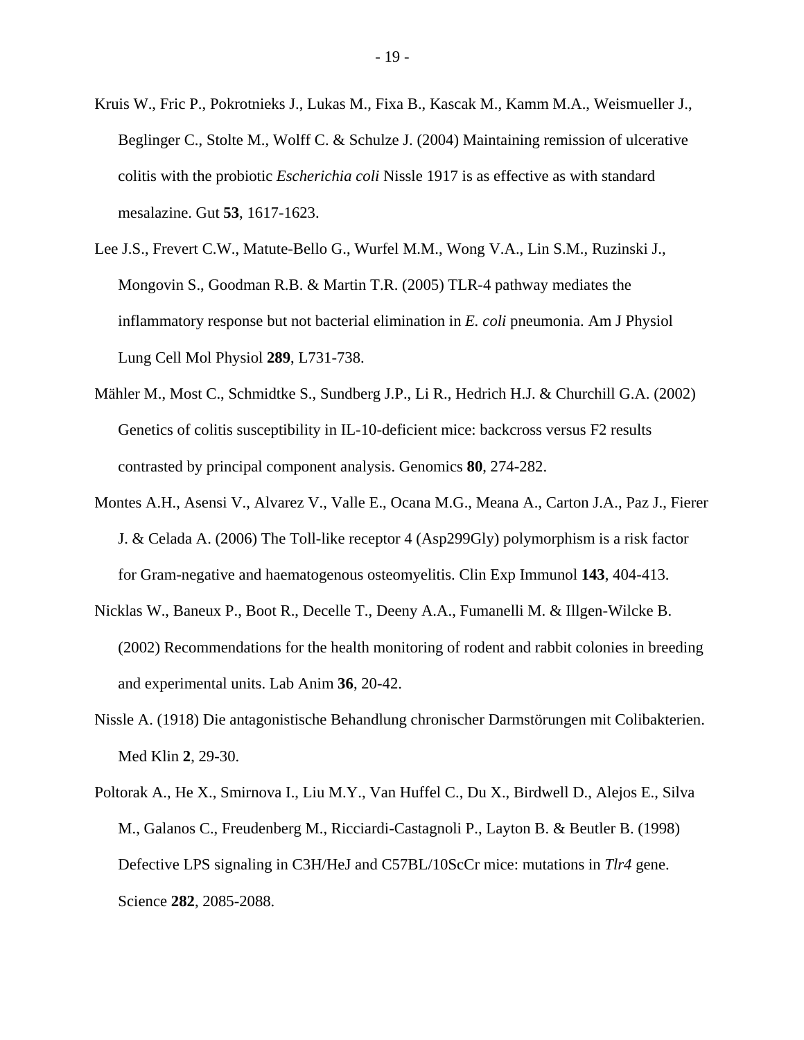Kruis W., Fric P., Pokrotnieks J., Lukas M., Fixa B., Kascak M., Kamm M.A., Weismueller J., Beglinger C., Stolte M., Wolff C. & Schulze J. (2004) Maintaining remission of ulcerative colitis with the probiotic *Escherichia coli* Nissle 1917 is as effective as with standard mesalazine. Gut **53**, 1617-1623.

Lee J.S., Frevert C.W., Matute-Bello G., Wurfel M.M., Wong V.A., Lin S.M., Ruzinski J., Mongovin S., Goodman R.B. & Martin T.R. (2005) TLR-4 pathway mediates the inflammatory response but not bacterial elimination in *E. coli* pneumonia. Am J Physiol Lung Cell Mol Physiol **289**, L731-738.

Mähler M., Most C., Schmidtke S., Sundberg J.P., Li R., Hedrich H.J. & Churchill G.A. (2002) Genetics of colitis susceptibility in IL-10-deficient mice: backcross versus F2 results contrasted by principal component analysis. Genomics **80**, 274-282.

Montes A.H., Asensi V., Alvarez V., Valle E., Ocana M.G., Meana A., Carton J.A., Paz J., Fierer J. & Celada A. (2006) The Toll-like receptor 4 (Asp299Gly) polymorphism is a risk factor for Gram-negative and haematogenous osteomyelitis. Clin Exp Immunol **143**, 404-413.

Nicklas W., Baneux P., Boot R., Decelle T., Deeny A.A., Fumanelli M. & Illgen-Wilcke B. (2002) Recommendations for the health monitoring of rodent and rabbit colonies in breeding and experimental units. Lab Anim **36**, 20-42.

Nissle A. (1918) Die antagonistische Behandlung chronischer Darmstörungen mit Colibakterien. Med Klin **2**, 29-30.

Poltorak A., He X., Smirnova I., Liu M.Y., Van Huffel C., Du X., Birdwell D., Alejos E., Silva M., Galanos C., Freudenberg M., Ricciardi-Castagnoli P., Layton B. & Beutler B. (1998) Defective LPS signaling in C3H/HeJ and C57BL/10ScCr mice: mutations in *Tlr4* gene. Science **282**, 2085-2088.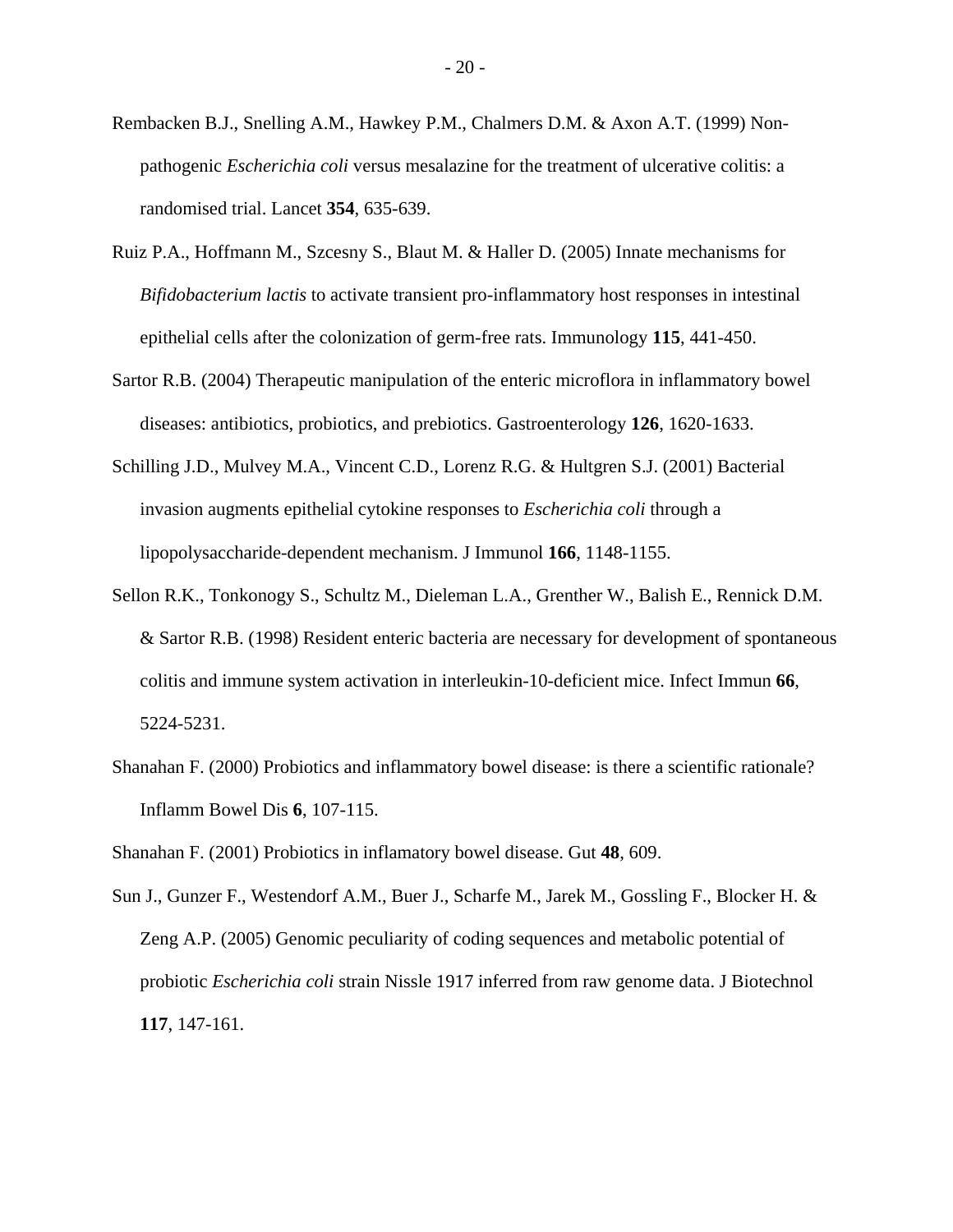Rembacken B.J., Snelling A.M., Hawkey P.M., Chalmers D.M. & Axon A.T. (1999) Non-pathogenic *Escherichia coli* versus mesalazine for the treatment of ulcerative colitis: a randomised trial. Lancet **354**, 635-639.

Ruiz P.A., Hoffmann M., Szcesny S., Blaut M. & Haller D. (2005) Innate mechanisms for *Bifidobacterium lactis* to activate transient pro-inflammatory host responses in intestinal epithelial cells after the colonization of germ-free rats. Immunology **115**, 441-450.

Sartor R.B. (2004) Therapeutic manipulation of the enteric microflora in inflammatory bowel diseases: antibiotics, probiotics, and prebiotics. Gastroenterology **126**, 1620-1633.

Schilling J.D., Mulvey M.A., Vincent C.D., Lorenz R.G. & Hultgren S.J. (2001) Bacterial invasion augments epithelial cytokine responses to *Escherichia coli* through a lipopolysaccharide-dependent mechanism. J Immunol **166**, 1148-1155.

Sellon R.K., Tonkonogy S., Schultz M., Dieleman L.A., Grenther W., Balish E., Rennick D.M. & Sartor R.B. (1998) Resident enteric bacteria are necessary for development of spontaneous colitis and immune system activation in interleukin-10-deficient mice. Infect Immun **66**, 5224-5231.

Shanahan F. (2000) Probiotics and inflammatory bowel disease: is there a scientific rationale? Inflamm Bowel Dis **6**, 107-115.

Shanahan F. (2001) Probiotics in inflamatory bowel disease. Gut **48**, 609.

Sun J., Gunzer F., Westendorf A.M., Buer J., Scharfe M., Jarek M., Gossling F., Blocker H. & Zeng A.P. (2005) Genomic peculiarity of coding sequences and metabolic potential of probiotic *Escherichia coli* strain Nissle 1917 inferred from raw genome data. J Biotechnol **117**, 147-161.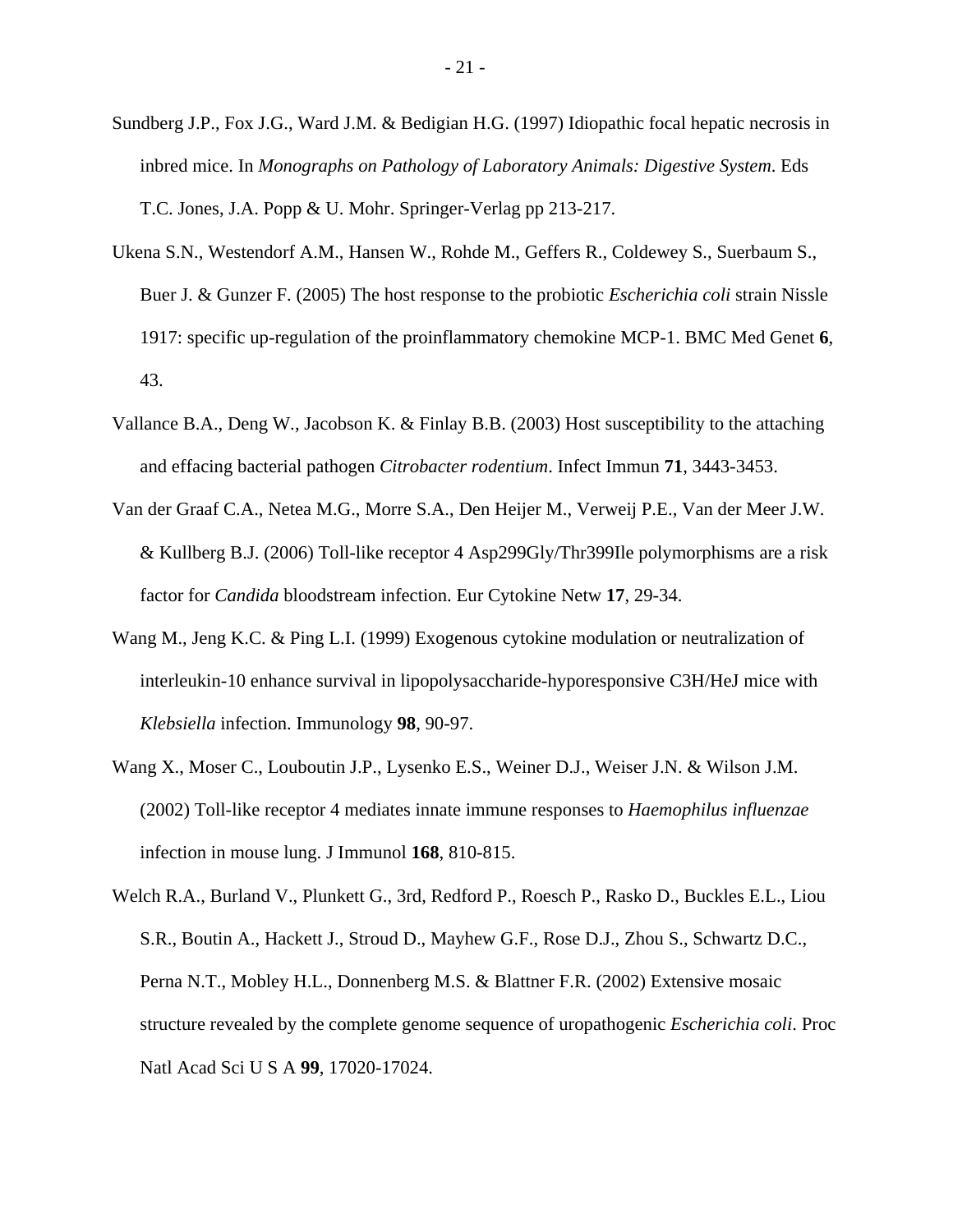Sundberg J.P., Fox J.G., Ward J.M. & Bedigian H.G. (1997) Idiopathic focal hepatic necrosis in inbred mice. In *Monographs on Pathology of Laboratory Animals: Digestive System*. Eds T.C. Jones, J.A. Popp & U. Mohr. Springer-Verlag pp 213-217.

Ukena S.N., Westendorf A.M., Hansen W., Rohde M., Geffers R., Coldewey S., Suerbaum S., Buer J. & Gunzer F. (2005) The host response to the probiotic *Escherichia coli* strain Nissle 1917: specific up-regulation of the proinflammatory chemokine MCP-1. BMC Med Genet **6**, 43.

Vallance B.A., Deng W., Jacobson K. & Finlay B.B. (2003) Host susceptibility to the attaching and effacing bacterial pathogen *Citrobacter rodentium*. Infect Immun **71**, 3443-3453.

Van der Graaf C.A., Netea M.G., Morre S.A., Den Heijer M., Verweij P.E., Van der Meer J.W. & Kullberg B.J. (2006) Toll-like receptor 4 Asp299Gly/Thr399Ile polymorphisms are a risk factor for *Candida* bloodstream infection. Eur Cytokine Netw **17**, 29-34.

Wang M., Jeng K.C. & Ping L.I. (1999) Exogenous cytokine modulation or neutralization of interleukin-10 enhance survival in lipopolysaccharide-hyporesponsive C3H/HeJ mice with *Klebsiella* infection. Immunology **98**, 90-97.

Wang X., Moser C., Louboutin J.P., Lysenko E.S., Weiner D.J., Weiser J.N. & Wilson J.M. (2002) Toll-like receptor 4 mediates innate immune responses to *Haemophilus influenzae* infection in mouse lung. J Immunol **168**, 810-815.

Welch R.A., Burland V., Plunkett G., 3rd, Redford P., Roesch P., Rasko D., Buckles E.L., Liou S.R., Boutin A., Hackett J., Stroud D., Mayhew G.F., Rose D.J., Zhou S., Schwartz D.C., Perna N.T., Mobley H.L., Donnenberg M.S. & Blattner F.R. (2002) Extensive mosaic structure revealed by the complete genome sequence of uropathogenic *Escherichia coli*. Proc Natl Acad Sci U S A **99**, 17020-17024.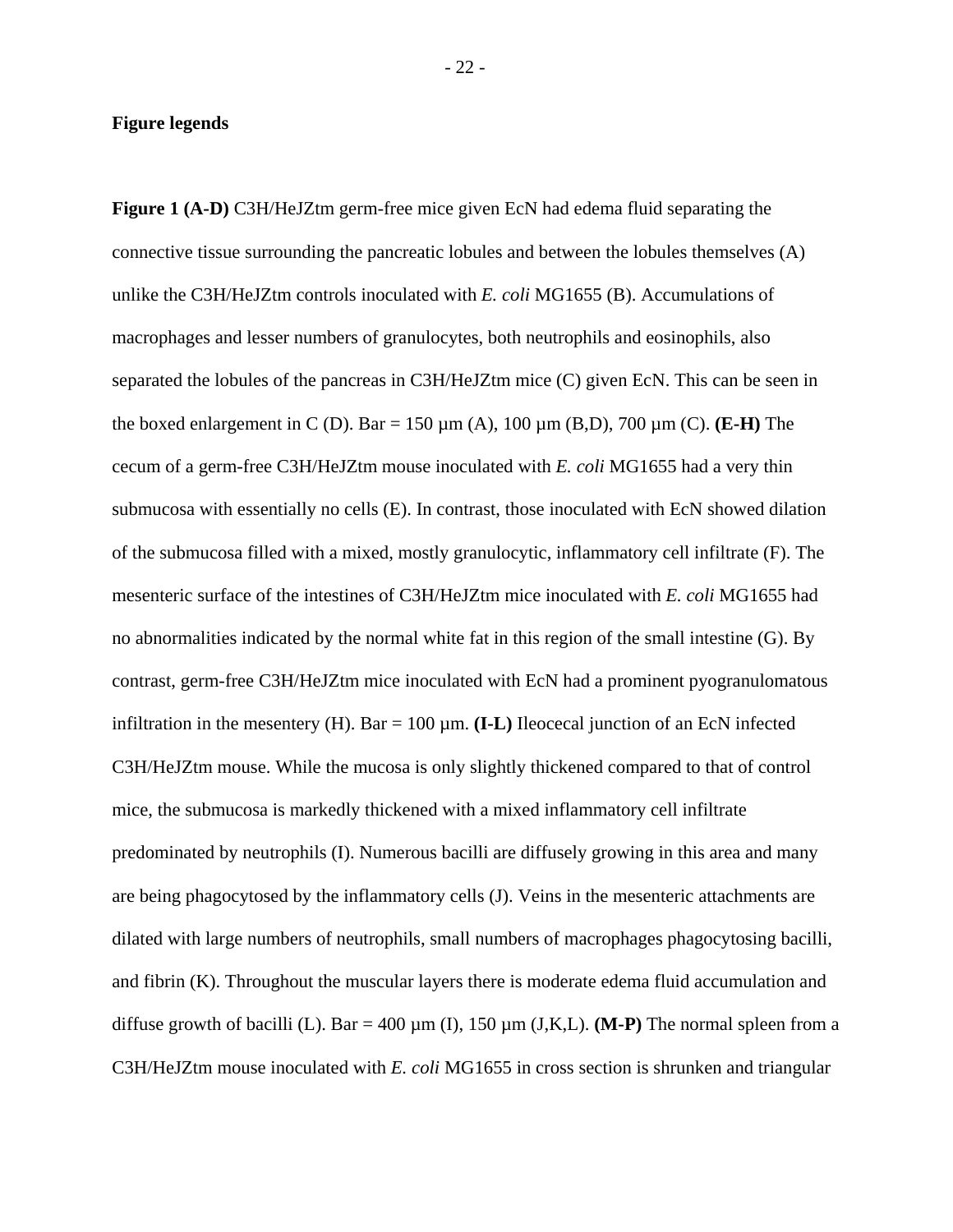**Figure legends**

**Figure 1 (A-D)** C3H/HeJZtm germ-free mice given EcN had edema fluid separating the connective tissue surrounding the pancreatic lobules and between the lobules themselves (A) unlike the C3H/HeJZtm controls inoculated with *E. coli* MG1655 (B). Accumulations of macrophages and lesser numbers of granulocytes, both neutrophils and eosinophils, also separated the lobules of the pancreas in C3H/HeJZtm mice (C) given EcN. This can be seen in the boxed enlargement in C (D). Bar = 150 µm (A), 100 µm (B,D), 700 µm (C). **(E-H)** The cecum of a germ-free C3H/HeJZtm mouse inoculated with *E. coli* MG1655 had a very thin submucosa with essentially no cells (E). In contrast, those inoculated with EcN showed dilation of the submucosa filled with a mixed, mostly granulocytic, inflammatory cell infiltrate (F). The mesenteric surface of the intestines of C3H/HeJZtm mice inoculated with *E. coli* MG1655 had no abnormalities indicated by the normal white fat in this region of the small intestine (G). By contrast, germ-free C3H/HeJZtm mice inoculated with EcN had a prominent pyogranulomatous infiltration in the mesentery (H). Bar = 100 µm. **(I-L)** Ileocecal junction of an EcN infected C3H/HeJZtm mouse. While the mucosa is only slightly thickened compared to that of control mice, the submucosa is markedly thickened with a mixed inflammatory cell infiltrate predominated by neutrophils (I). Numerous bacilli are diffusely growing in this area and many are being phagocytosed by the inflammatory cells (J). Veins in the mesenteric attachments are dilated with large numbers of neutrophils, small numbers of macrophages phagocytosing bacilli, and fibrin (K). Throughout the muscular layers there is moderate edema fluid accumulation and diffuse growth of bacilli (L). Bar = 400 µm (I), 150 µm (J,K,L). **(M-P)** The normal spleen from a C3H/HeJZtm mouse inoculated with *E. coli* MG1655 in cross section is shrunken and triangular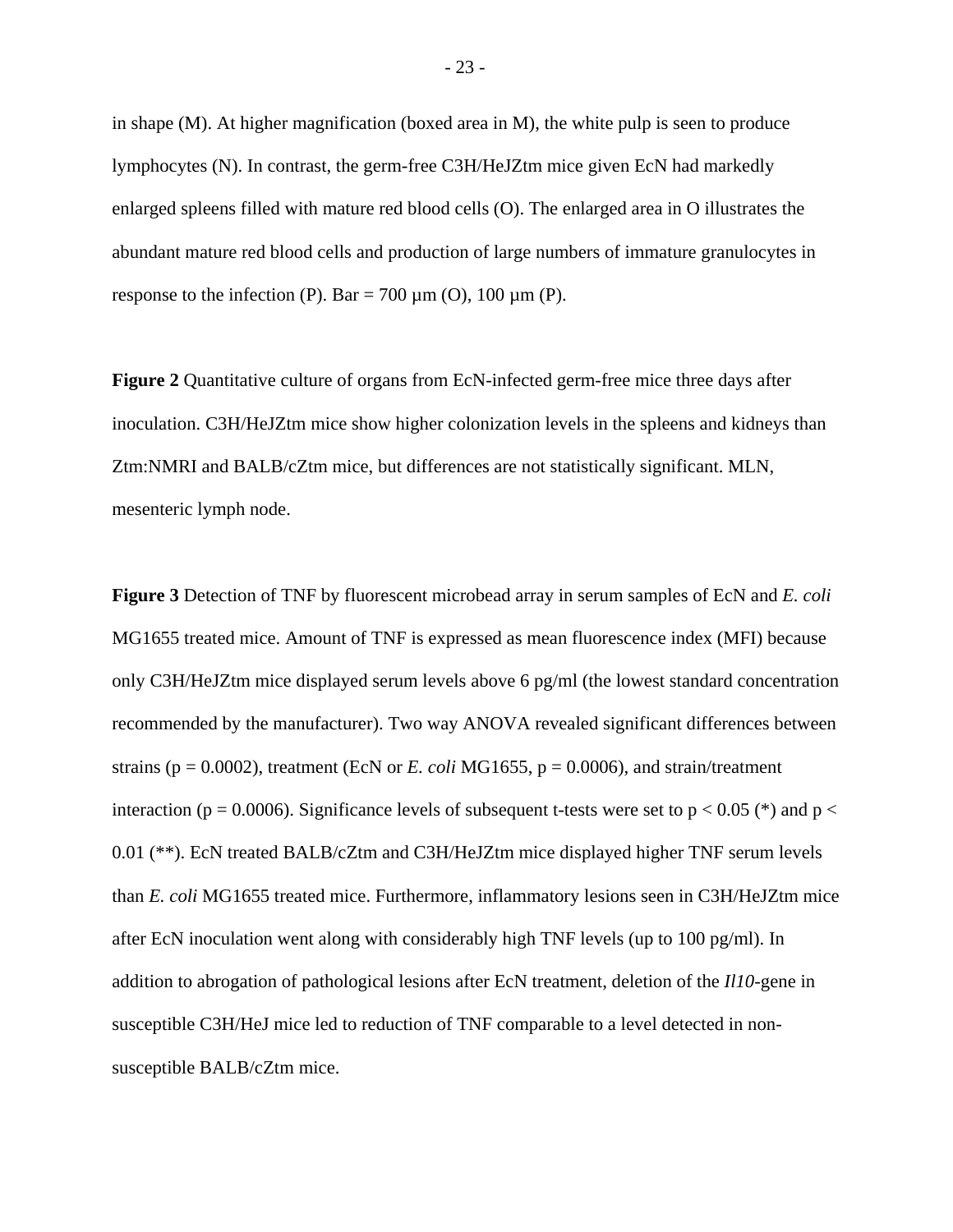in shape (M). At higher magnification (boxed area in M), the white pulp is seen to produce lymphocytes (N). In contrast, the germ-free C3H/HeJZtm mice given EcN had markedly enlarged spleens filled with mature red blood cells (O). The enlarged area in O illustrates the abundant mature red blood cells and production of large numbers of immature granulocytes in response to the infection (P). Bar = 700 µm (O), 100 µm (P).

**Figure 2** Quantitative culture of organs from EcN-infected germ-free mice three days after inoculation. C3H/HeJZtm mice show higher colonization levels in the spleens and kidneys than Ztm:NMRI and BALB/cZtm mice, but differences are not statistically significant. MLN, mesenteric lymph node.

**Figure 3** Detection of TNF by fluorescent microbead array in serum samples of EcN and *E. coli* MG1655 treated mice. Amount of TNF is expressed as mean fluorescence index (MFI) because only C3H/HeJZtm mice displayed serum levels above 6 pg/ml (the lowest standard concentration recommended by the manufacturer). Two way ANOVA revealed significant differences between strains ($p = 0.0002$), treatment (EcN or *E. coli* MG1655, $p = 0.0006$), and strain/treatment interaction ($p = 0.0006$). Significance levels of subsequent t-tests were set to $p < 0.05$ (*) and $p < 0.01$ (**). EcN treated BALB/cZtm and C3H/HeJZtm mice displayed higher TNF serum levels than *E. coli* MG1655 treated mice. Furthermore, inflammatory lesions seen in C3H/HeJZtm mice after EcN inoculation went along with considerably high TNF levels (up to 100 pg/ml). In addition to abrogation of pathological lesions after EcN treatment, deletion of the *Il10*-gene in susceptible C3H/HeJ mice led to reduction of TNF comparable to a level detected in non-susceptible BALB/cZtm mice.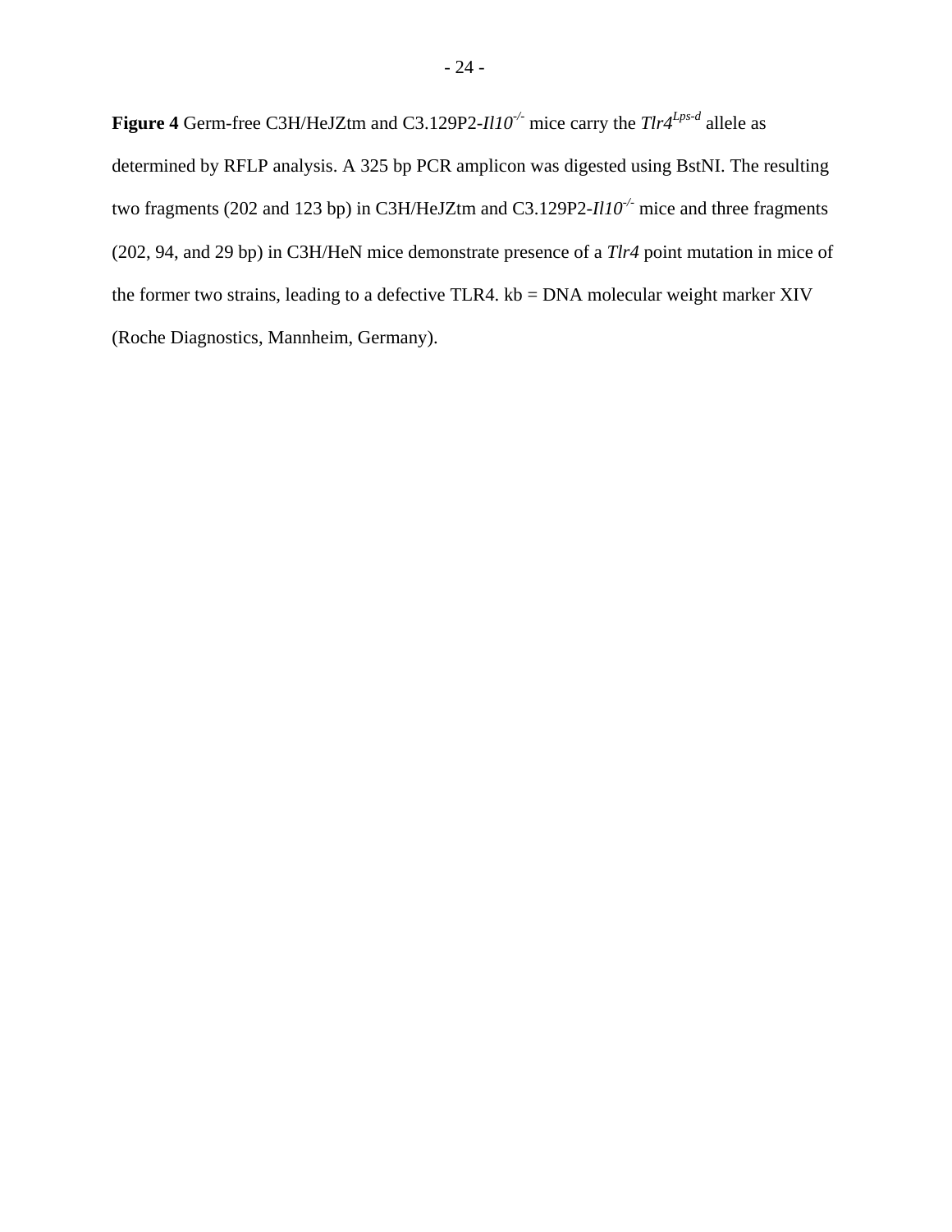**Figure 4** Germ-free C3H/HeJZtm and C3.129P2-*Il10*$^{-/-}$ mice carry the *Tlr4*$^{Lps\text{-}d}$ allele as determined by RFLP analysis. A 325 bp PCR amplicon was digested using BstNI. The resulting two fragments (202 and 123 bp) in C3H/HeJZtm and C3.129P2-*Il10*$^{-/-}$ mice and three fragments (202, 94, and 29 bp) in C3H/HeN mice demonstrate presence of a *Tlr4* point mutation in mice of the former two strains, leading to a defective TLR4. kb = DNA molecular weight marker XIV (Roche Diagnostics, Mannheim, Germany).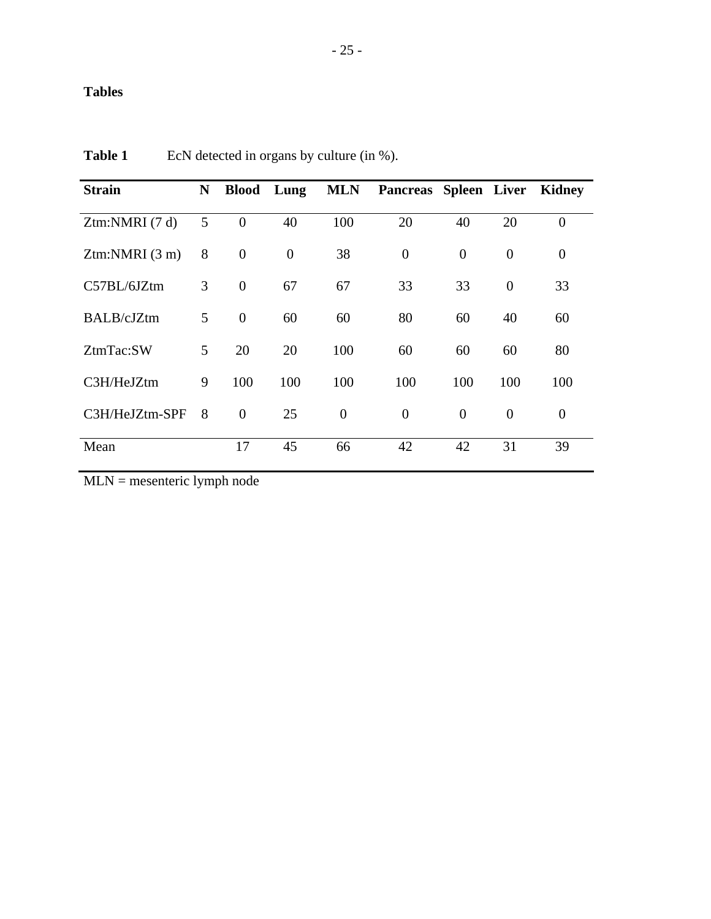## Tables

**Table 1** EcN detected in organs by culture (in %).

| Strain | N | Blood | Lung | MLN | Pancreas | Spleen | Liver | Kidney |
|---|---|---|---|---|---|---|---|---|
| Ztm:NMRI (7 d) | 5 | 0 | 40 | 100 | 20 | 40 | 20 | 0 |
| Ztm:NMRI (3 m) | 8 | 0 | 0 | 38 | 0 | 0 | 0 | 0 |
| C57BL/6JZtm | 3 | 0 | 67 | 67 | 33 | 33 | 0 | 33 |
| BALB/cJZtm | 5 | 0 | 60 | 60 | 80 | 60 | 40 | 60 |
| ZtmTac:SW | 5 | 20 | 20 | 100 | 60 | 60 | 60 | 80 |
| C3H/HeJZtm | 9 | 100 | 100 | 100 | 100 | 100 | 100 | 100 |
| C3H/HeJZtm-SPF | 8 | 0 | 25 | 0 | 0 | 0 | 0 | 0 |
| Mean | | 17 | 45 | 66 | 42 | 42 | 31 | 39 |

MLN = mesenteric lymph node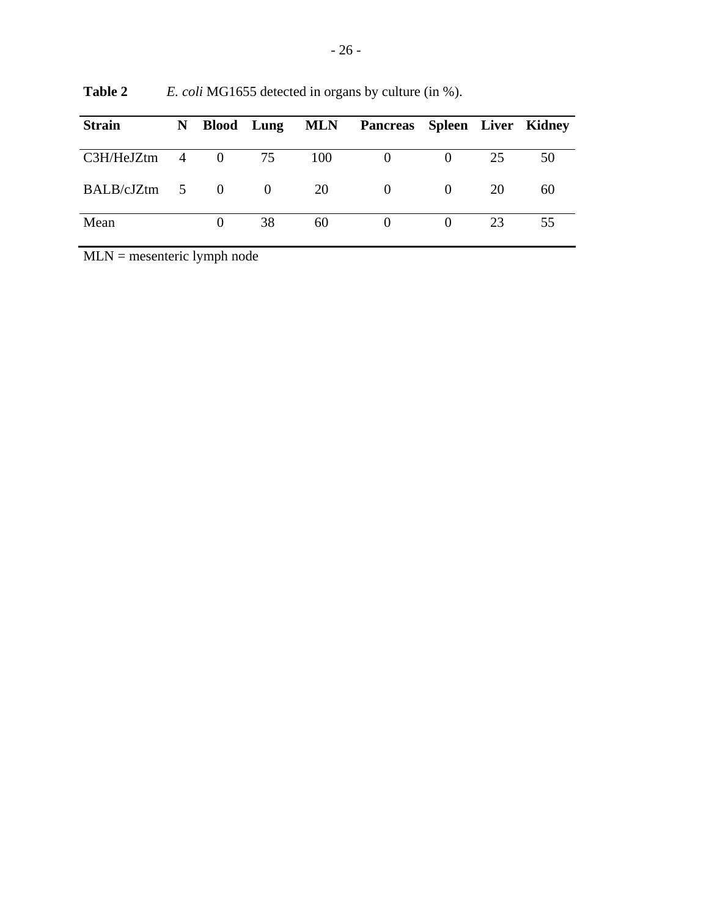**Table 2** *E. coli* MG1655 detected in organs by culture (in %).

| Strain | N | Blood | Lung | MLN | Pancreas | Spleen | Liver | Kidney |
|---|---|---|---|---|---|---|---|---|
| C3H/HeJZtm | 4 | 0 | 75 | 100 | 0 | 0 | 25 | 50 |
| BALB/cJZtm | 5 | 0 | 0 | 20 | 0 | 0 | 20 | 60 |
| Mean | | 0 | 38 | 60 | 0 | 0 | 23 | 55 |

MLN = mesenteric lymph node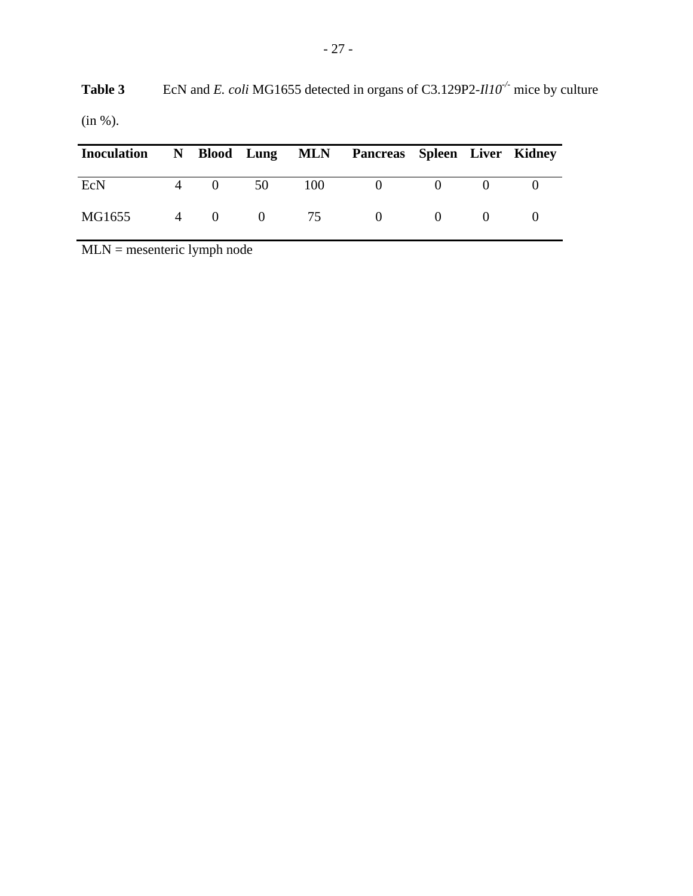**Table 3** EcN and *E. coli* MG1655 detected in organs of C3.129P2-*Il10*$^{-/-}$ mice by culture (in %).

| Inoculation | N | Blood | Lung | MLN | Pancreas | Spleen | Liver | Kidney |
|---|---|---|---|---|---|---|---|---|
| EcN | 4 | 0 | 50 | 100 | 0 | 0 | 0 | 0 |
| MG1655 | 4 | 0 | 0 | 75 | 0 | 0 | 0 | 0 |

MLN = mesenteric lymph node